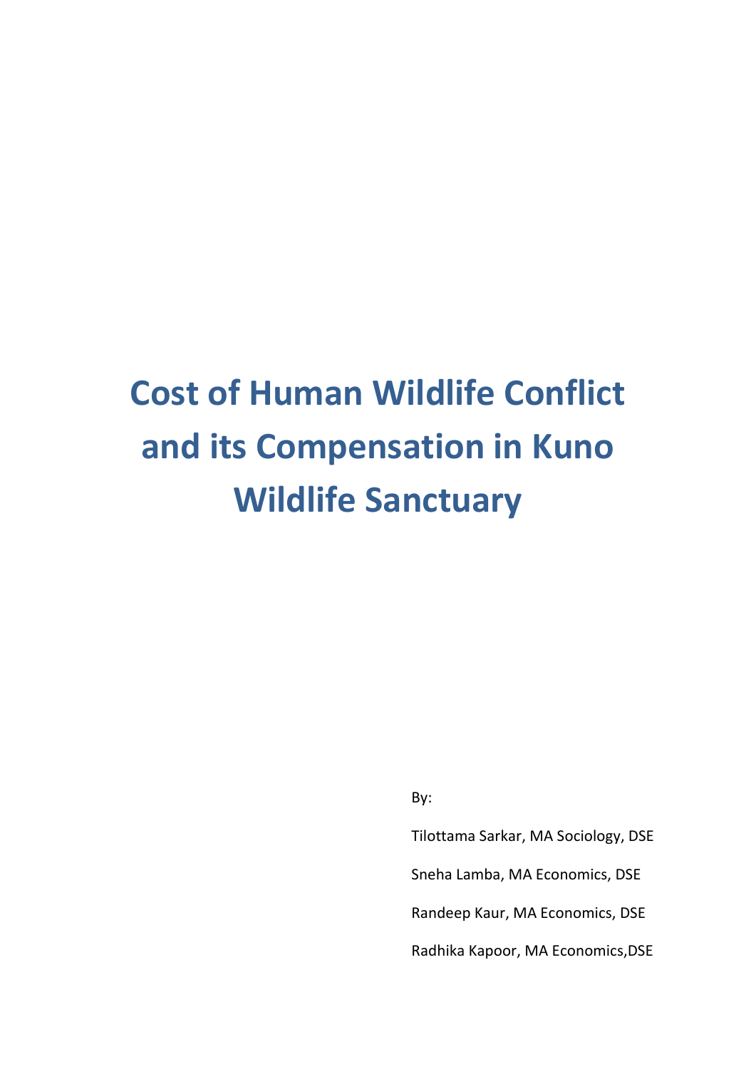# Cost of Human Wildlife Conflict and its Compensation in Kuno Wildlife Sanctuary

By:

Tilottama Sarkar, MA Sociology, DSE

Sneha Lamba, MA Economics, DSE

Randeep Kaur, MA Economics, DSE

Radhika Kapoor, MA Economics,DSE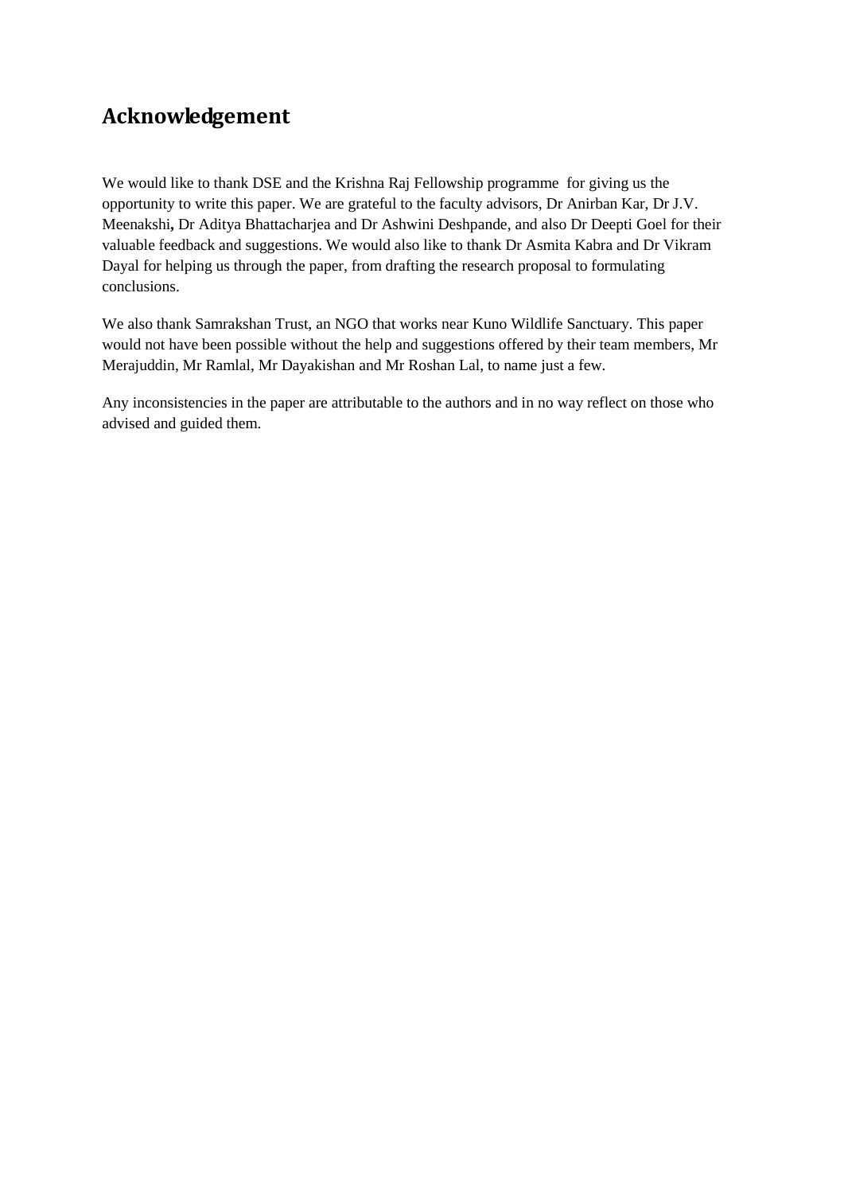# Acknowledgement

We would like to thank DSE and the Krishna Raj Fellowship programme for giving us the opportunity to write this paper. We are grateful to the faculty advisors, Dr Anirban Kar, Dr J.V. Meenakshi**,** Dr Aditya Bhattacharjea and Dr Ashwini Deshpande, and also Dr Deepti Goel for their valuable feedback and suggestions. We would also like to thank Dr Asmita Kabra and Dr Vikram Dayal for helping us through the paper, from drafting the research proposal to formulating conclusions.

We also thank Samrakshan Trust, an NGO that works near Kuno Wildlife Sanctuary. This paper would not have been possible without the help and suggestions offered by their team members, Mr Merajuddin, Mr Ramlal, Mr Dayakishan and Mr Roshan Lal, to name just a few.

Any inconsistencies in the paper are attributable to the authors and in no way reflect on those who advised and guided them.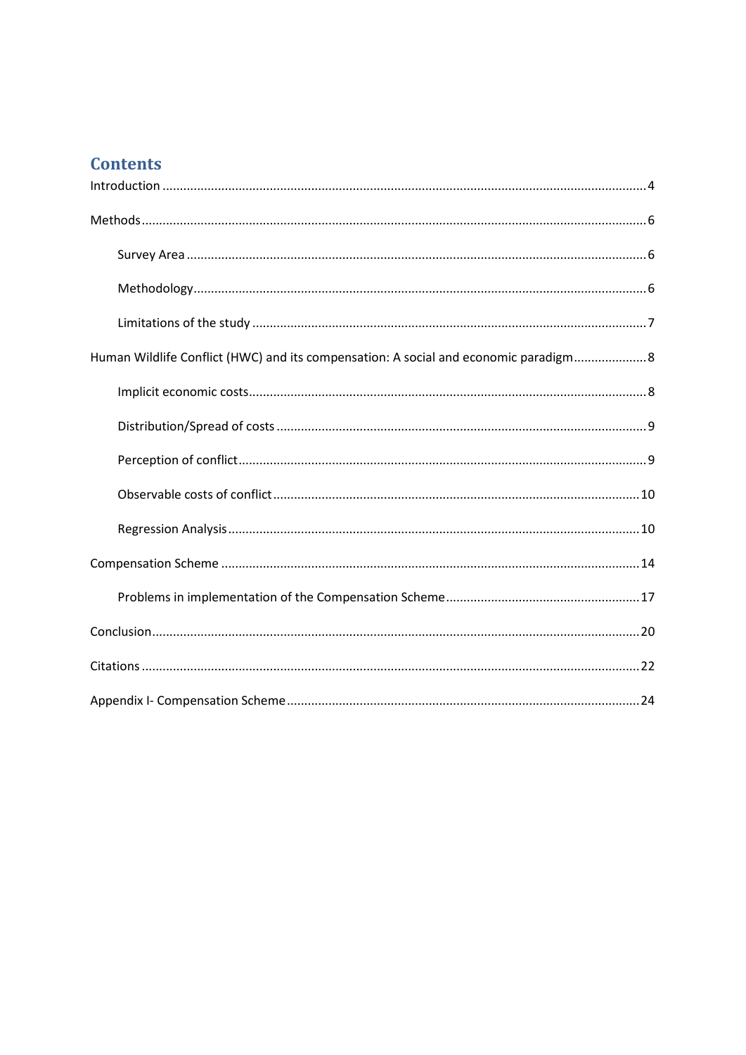# Contents

Introduction ........................................................................................................................................ 4

Methods ............................................................................................................................................... 6

- Survey Area ................................................................................................................................. 6
- Methodology ................................................................................................................................ 6
- Limitations of the study ............................................................................................................... 7

Human Wildlife Conflict (HWC) and its compensation: A social and economic paradigm ..................... 8

- Implicit economic costs ................................................................................................................ 8
- Distribution/Spread of costs ......................................................................................................... 9
- Perception of conflict .................................................................................................................... 9
- Observable costs of conflict ........................................................................................................ 10
- Regression Analysis .................................................................................................................... 10

Compensation Scheme ...................................................................................................................... 14

- Problems in implementation of the Compensation Scheme ....................................................... 17

Conclusion .......................................................................................................................................... 20

Citations ............................................................................................................................................. 22

Appendix I- Compensation Scheme ................................................................................................... 24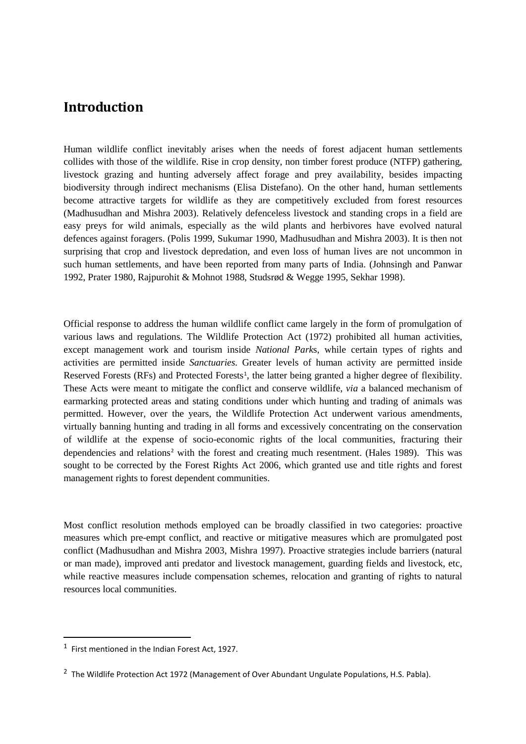## Introduction

Human wildlife conflict inevitably arises when the needs of forest adjacent human settlements collides with those of the wildlife. Rise in crop density, non timber forest produce (NTFP) gathering, livestock grazing and hunting adversely affect forage and prey availability, besides impacting biodiversity through indirect mechanisms (Elisa Distefano). On the other hand, human settlements become attractive targets for wildlife as they are competitively excluded from forest resources (Madhusudhan and Mishra 2003). Relatively defenceless livestock and standing crops in a field are easy preys for wild animals, especially as the wild plants and herbivores have evolved natural defences against foragers. (Polis 1999, Sukumar 1990, Madhusudhan and Mishra 2003). It is then not surprising that crop and livestock depredation, and even loss of human lives are not uncommon in such human settlements, and have been reported from many parts of India. (Johnsingh and Panwar 1992, Prater 1980, Rajpurohit & Mohnot 1988, Studsrød & Wegge 1995, Sekhar 1998).

Official response to address the human wildlife conflict came largely in the form of promulgation of various laws and regulations. The Wildlife Protection Act (1972) prohibited all human activities, except management work and tourism inside *National Parks*, while certain types of rights and activities are permitted inside *Sanctuaries.* Greater levels of human activity are permitted inside Reserved Forests (RFs) and Protected Forests[1], the latter being granted a higher degree of flexibility. These Acts were meant to mitigate the conflict and conserve wildlife, *via* a balanced mechanism of earmarking protected areas and stating conditions under which hunting and trading of animals was permitted. However, over the years, the Wildlife Protection Act underwent various amendments, virtually banning hunting and trading in all forms and excessively concentrating on the conservation of wildlife at the expense of socio-economic rights of the local communities, fracturing their dependencies and relations[2] with the forest and creating much resentment. (Hales 1989). This was sought to be corrected by the Forest Rights Act 2006, which granted use and title rights and forest management rights to forest dependent communities.

Most conflict resolution methods employed can be broadly classified in two categories: proactive measures which pre-empt conflict, and reactive or mitigative measures which are promulgated post conflict (Madhusudhan and Mishra 2003, Mishra 1997). Proactive strategies include barriers (natural or man made), improved anti predator and livestock management, guarding fields and livestock, etc, while reactive measures include compensation schemes, relocation and granting of rights to natural resources local communities.

---

[1] First mentioned in the Indian Forest Act, 1927.

[2] The Wildlife Protection Act 1972 (Management of Over Abundant Ungulate Populations, H.S. Pabla).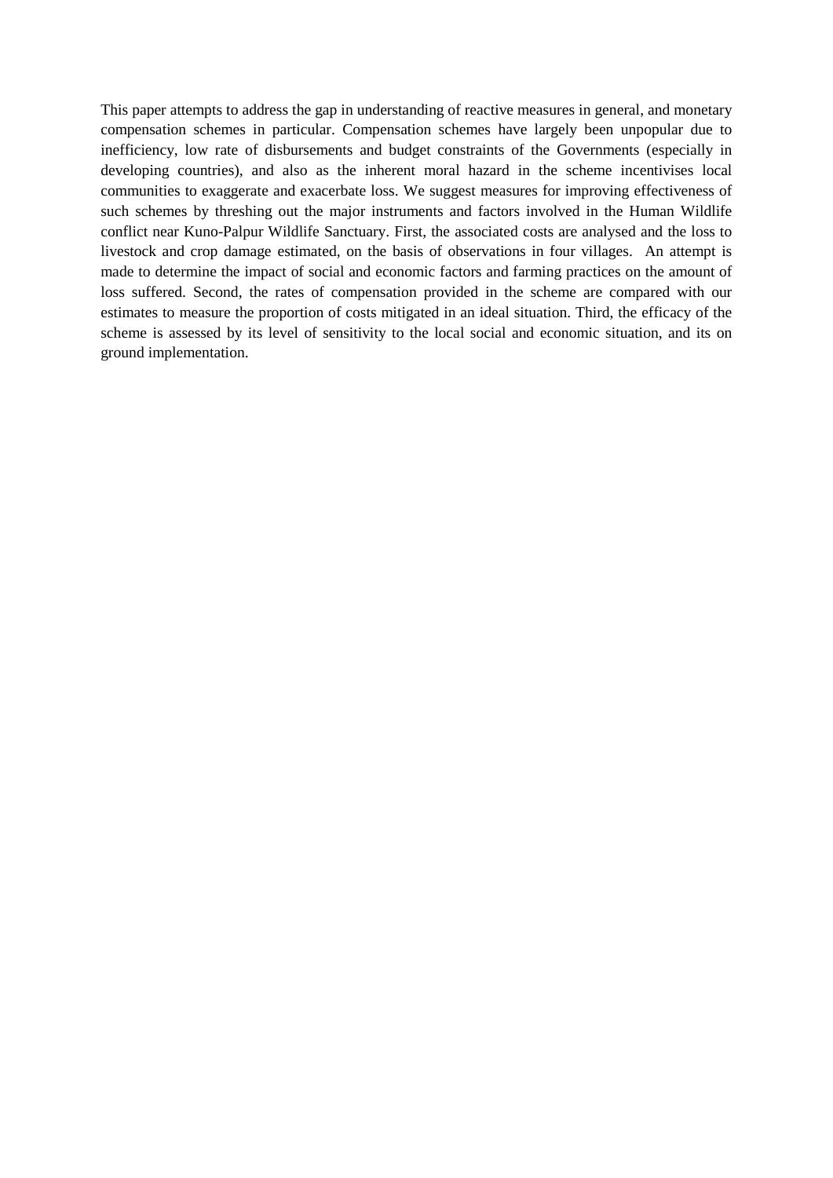This paper attempts to address the gap in understanding of reactive measures in general, and monetary compensation schemes in particular. Compensation schemes have largely been unpopular due to inefficiency, low rate of disbursements and budget constraints of the Governments (especially in developing countries), and also as the inherent moral hazard in the scheme incentivises local communities to exaggerate and exacerbate loss. We suggest measures for improving effectiveness of such schemes by threshing out the major instruments and factors involved in the Human Wildlife conflict near Kuno-Palpur Wildlife Sanctuary. First, the associated costs are analysed and the loss to livestock and crop damage estimated, on the basis of observations in four villages. An attempt is made to determine the impact of social and economic factors and farming practices on the amount of loss suffered. Second, the rates of compensation provided in the scheme are compared with our estimates to measure the proportion of costs mitigated in an ideal situation. Third, the efficacy of the scheme is assessed by its level of sensitivity to the local social and economic situation, and its on ground implementation.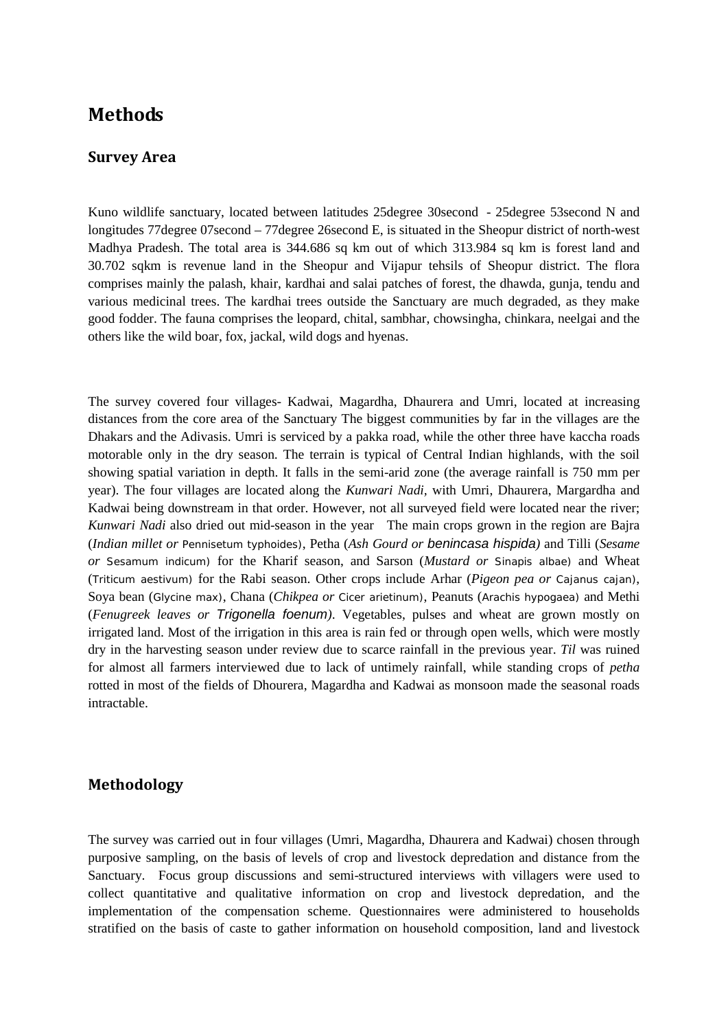# Methods

## Survey Area

Kuno wildlife sanctuary, located between latitudes 25degree 30second - 25degree 53second N and longitudes 77degree 07second – 77degree 26second E, is situated in the Sheopur district of north-west Madhya Pradesh. The total area is 344.686 sq km out of which 313.984 sq km is forest land and 30.702 sqkm is revenue land in the Sheopur and Vijapur tehsils of Sheopur district. The flora comprises mainly the palash, khair, kardhai and salai patches of forest, the dhawda, gunja, tendu and various medicinal trees. The kardhai trees outside the Sanctuary are much degraded, as they make good fodder. The fauna comprises the leopard, chital, sambhar, chowsingha, chinkara, neelgai and the others like the wild boar, fox, jackal, wild dogs and hyenas.

The survey covered four villages- Kadwai, Magardha, Dhaurera and Umri, located at increasing distances from the core area of the Sanctuary The biggest communities by far in the villages are the Dhakars and the Adivasis. Umri is serviced by a pakka road, while the other three have kaccha roads motorable only in the dry season. The terrain is typical of Central Indian highlands, with the soil showing spatial variation in depth. It falls in the semi-arid zone (the average rainfall is 750 mm per year). The four villages are located along the *Kunwari Nadi*, with Umri, Dhaurera, Margardha and Kadwai being downstream in that order. However, not all surveyed field were located near the river; *Kunwari Nadi* also dried out mid-season in the year The main crops grown in the region are Bajra (*Indian millet or* Pennisetum typhoides), Petha (*Ash Gourd or benincasa hispida)* and Tilli (*Sesame or* Sesamum indicum) for the Kharif season, and Sarson (*Mustard or* Sinapis albae) and Wheat (Triticum aestivum) for the Rabi season. Other crops include Arhar (*Pigeon pea or* Cajanus cajan), Soya bean (Glycine max), Chana (*Chikpea or* Cicer arietinum), Peanuts (Arachis hypogaea) and Methi (*Fenugreek leaves or Trigonella foenum)*. Vegetables, pulses and wheat are grown mostly on irrigated land. Most of the irrigation in this area is rain fed or through open wells, which were mostly dry in the harvesting season under review due to scarce rainfall in the previous year. *Til* was ruined for almost all farmers interviewed due to lack of untimely rainfall, while standing crops of *petha* rotted in most of the fields of Dhourera, Magardha and Kadwai as monsoon made the seasonal roads intractable.

## Methodology

The survey was carried out in four villages (Umri, Magardha, Dhaurera and Kadwai) chosen through purposive sampling, on the basis of levels of crop and livestock depredation and distance from the Sanctuary. Focus group discussions and semi-structured interviews with villagers were used to collect quantitative and qualitative information on crop and livestock depredation, and the implementation of the compensation scheme. Questionnaires were administered to households stratified on the basis of caste to gather information on household composition, land and livestock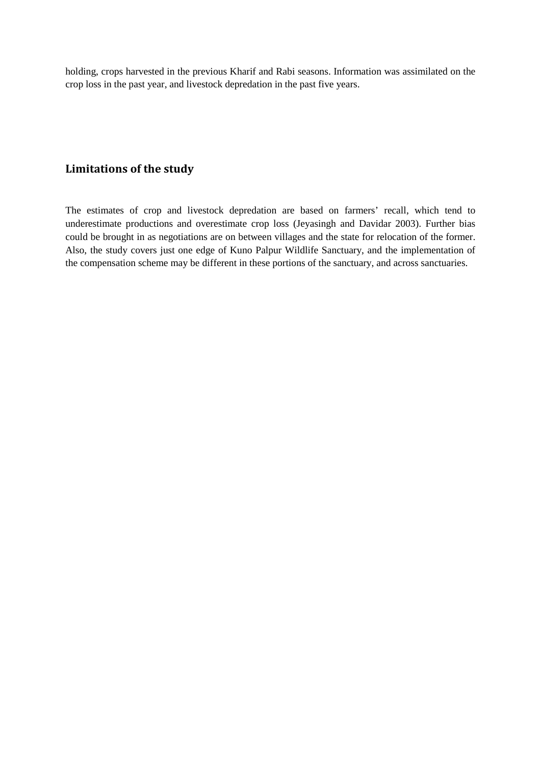holding, crops harvested in the previous Kharif and Rabi seasons. Information was assimilated on the crop loss in the past year, and livestock depredation in the past five years.

## Limitations of the study

The estimates of crop and livestock depredation are based on farmers' recall, which tend to underestimate productions and overestimate crop loss (Jeyasingh and Davidar 2003). Further bias could be brought in as negotiations are on between villages and the state for relocation of the former. Also, the study covers just one edge of Kuno Palpur Wildlife Sanctuary, and the implementation of the compensation scheme may be different in these portions of the sanctuary, and across sanctuaries.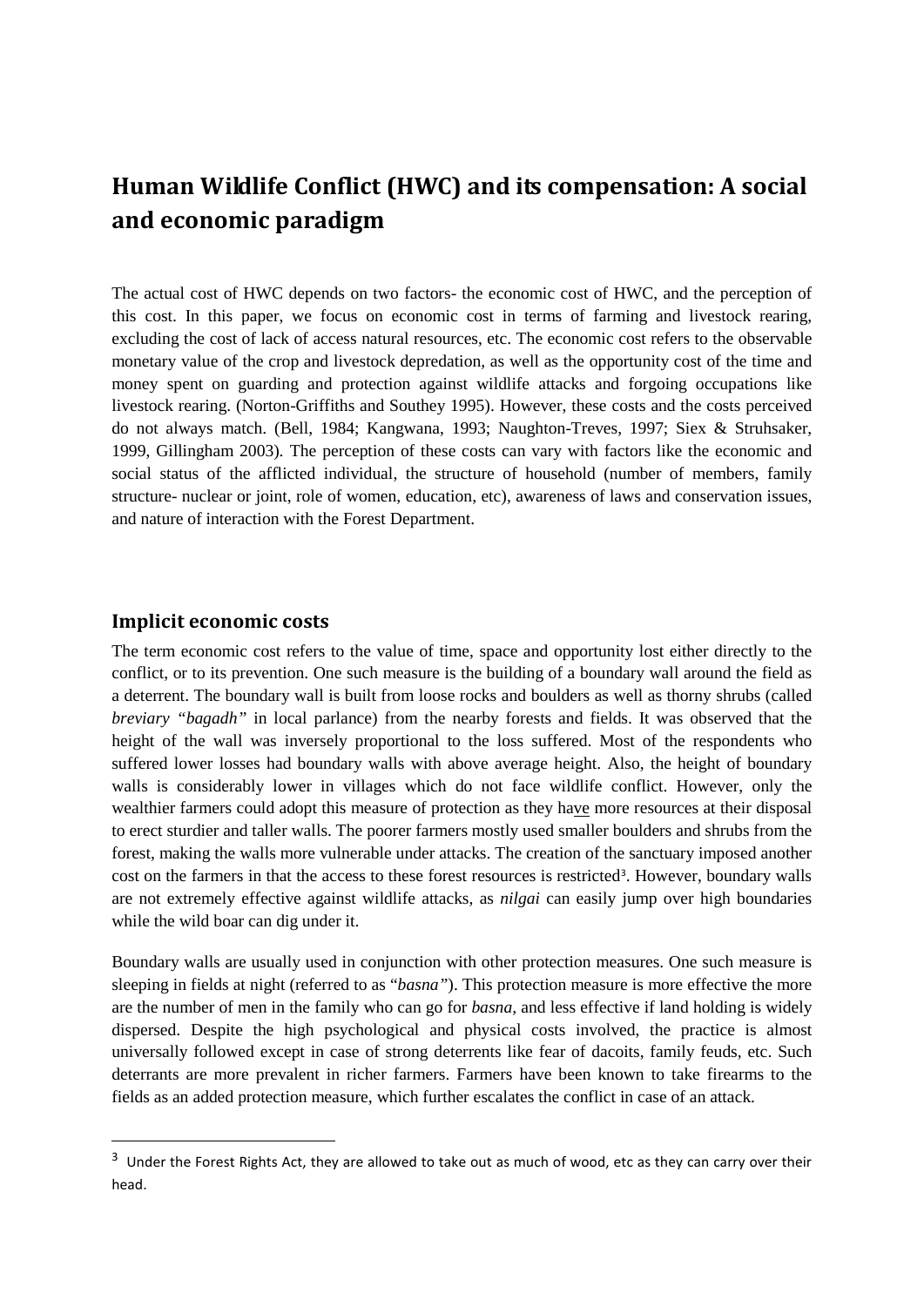# Human Wildlife Conflict (HWC) and its compensation: A social and economic paradigm

The actual cost of HWC depends on two factors- the economic cost of HWC, and the perception of this cost. In this paper, we focus on economic cost in terms of farming and livestock rearing, excluding the cost of lack of access natural resources, etc. The economic cost refers to the observable monetary value of the crop and livestock depredation, as well as the opportunity cost of the time and money spent on guarding and protection against wildlife attacks and forgoing occupations like livestock rearing. (Norton-Griffiths and Southey 1995). However, these costs and the costs perceived do not always match. (Bell, 1984; Kangwana, 1993; Naughton-Treves, 1997; Siex & Struhsaker, 1999, Gillingham 2003). The perception of these costs can vary with factors like the economic and social status of the afflicted individual, the structure of household (number of members, family structure- nuclear or joint, role of women, education, etc), awareness of laws and conservation issues, and nature of interaction with the Forest Department.

## Implicit economic costs

The term economic cost refers to the value of time, space and opportunity lost either directly to the conflict, or to its prevention. One such measure is the building of a boundary wall around the field as a deterrent. The boundary wall is built from loose rocks and boulders as well as thorny shrubs (called *breviary "bagadh"* in local parlance) from the nearby forests and fields. It was observed that the height of the wall was inversely proportional to the loss suffered. Most of the respondents who suffered lower losses had boundary walls with above average height. Also, the height of boundary walls is considerably lower in villages which do not face wildlife conflict. However, only the wealthier farmers could adopt this measure of protection as they have more resources at their disposal to erect sturdier and taller walls. The poorer farmers mostly used smaller boulders and shrubs from the forest, making the walls more vulnerable under attacks. The creation of the sanctuary imposed another cost on the farmers in that the access to these forest resources is restricted[3]. However, boundary walls are not extremely effective against wildlife attacks, as *nilgai* can easily jump over high boundaries while the wild boar can dig under it.

Boundary walls are usually used in conjunction with other protection measures. One such measure is sleeping in fields at night (referred to as "*basna*"). This protection measure is more effective the more are the number of men in the family who can go for *basna*, and less effective if land holding is widely dispersed. Despite the high psychological and physical costs involved, the practice is almost universally followed except in case of strong deterrents like fear of dacoits, family feuds, etc. Such deterrants are more prevalent in richer farmers. Farmers have been known to take firearms to the fields as an added protection measure, which further escalates the conflict in case of an attack.

---

[3] Under the Forest Rights Act, they are allowed to take out as much of wood, etc as they can carry over their head.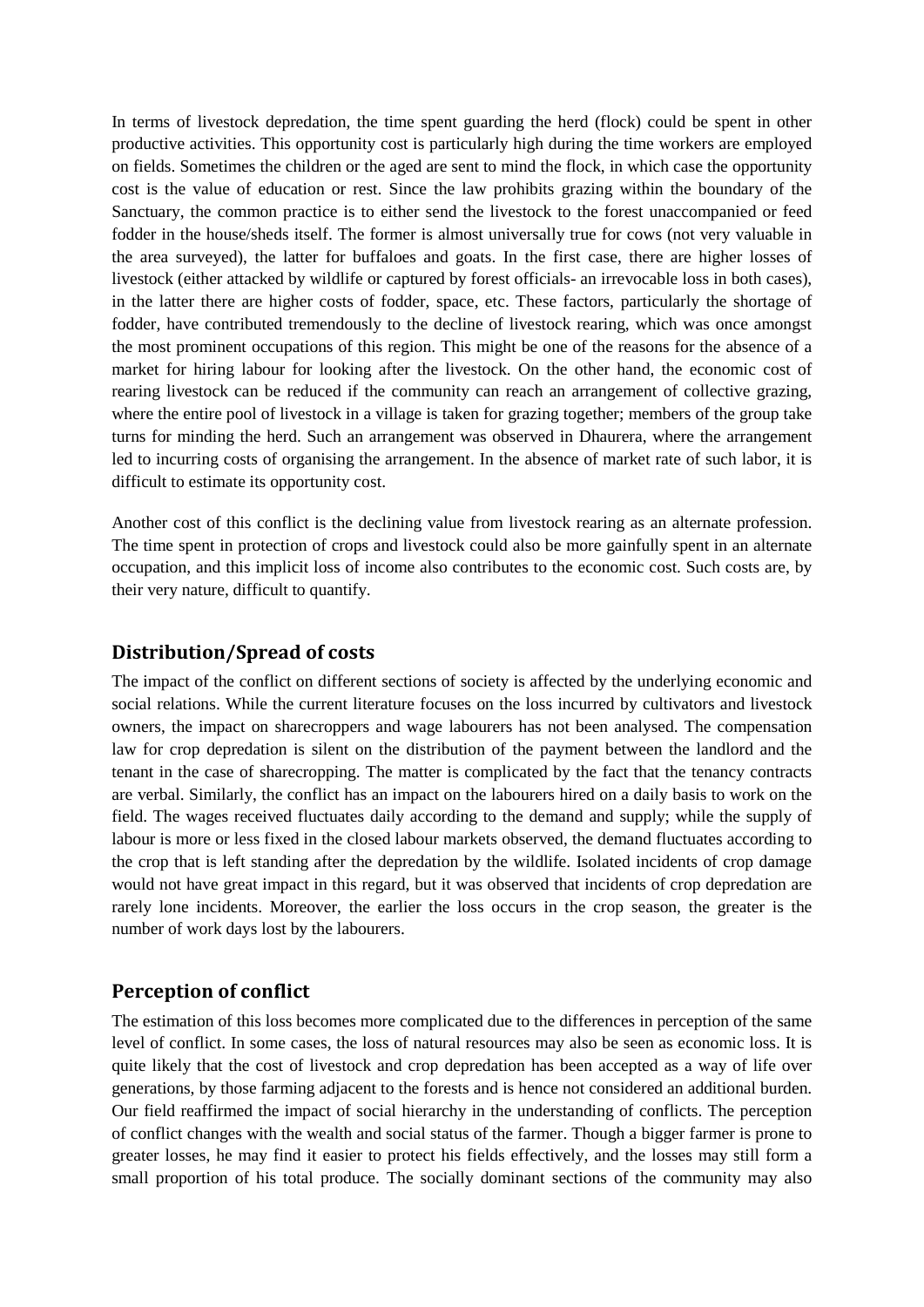In terms of livestock depredation, the time spent guarding the herd (flock) could be spent in other productive activities. This opportunity cost is particularly high during the time workers are employed on fields. Sometimes the children or the aged are sent to mind the flock, in which case the opportunity cost is the value of education or rest. Since the law prohibits grazing within the boundary of the Sanctuary, the common practice is to either send the livestock to the forest unaccompanied or feed fodder in the house/sheds itself. The former is almost universally true for cows (not very valuable in the area surveyed), the latter for buffaloes and goats. In the first case, there are higher losses of livestock (either attacked by wildlife or captured by forest officials- an irrevocable loss in both cases), in the latter there are higher costs of fodder, space, etc. These factors, particularly the shortage of fodder, have contributed tremendously to the decline of livestock rearing, which was once amongst the most prominent occupations of this region. This might be one of the reasons for the absence of a market for hiring labour for looking after the livestock. On the other hand, the economic cost of rearing livestock can be reduced if the community can reach an arrangement of collective grazing, where the entire pool of livestock in a village is taken for grazing together; members of the group take turns for minding the herd. Such an arrangement was observed in Dhaurera, where the arrangement led to incurring costs of organising the arrangement. In the absence of market rate of such labor, it is difficult to estimate its opportunity cost.

Another cost of this conflict is the declining value from livestock rearing as an alternate profession. The time spent in protection of crops and livestock could also be more gainfully spent in an alternate occupation, and this implicit loss of income also contributes to the economic cost. Such costs are, by their very nature, difficult to quantify.

## Distribution/Spread of costs

The impact of the conflict on different sections of society is affected by the underlying economic and social relations. While the current literature focuses on the loss incurred by cultivators and livestock owners, the impact on sharecroppers and wage labourers has not been analysed. The compensation law for crop depredation is silent on the distribution of the payment between the landlord and the tenant in the case of sharecropping. The matter is complicated by the fact that the tenancy contracts are verbal. Similarly, the conflict has an impact on the labourers hired on a daily basis to work on the field. The wages received fluctuates daily according to the demand and supply; while the supply of labour is more or less fixed in the closed labour markets observed, the demand fluctuates according to the crop that is left standing after the depredation by the wildlife. Isolated incidents of crop damage would not have great impact in this regard, but it was observed that incidents of crop depredation are rarely lone incidents. Moreover, the earlier the loss occurs in the crop season, the greater is the number of work days lost by the labourers.

## Perception of conflict

The estimation of this loss becomes more complicated due to the differences in perception of the same level of conflict. In some cases, the loss of natural resources may also be seen as economic loss. It is quite likely that the cost of livestock and crop depredation has been accepted as a way of life over generations, by those farming adjacent to the forests and is hence not considered an additional burden. Our field reaffirmed the impact of social hierarchy in the understanding of conflicts. The perception of conflict changes with the wealth and social status of the farmer. Though a bigger farmer is prone to greater losses, he may find it easier to protect his fields effectively, and the losses may still form a small proportion of his total produce. The socially dominant sections of the community may also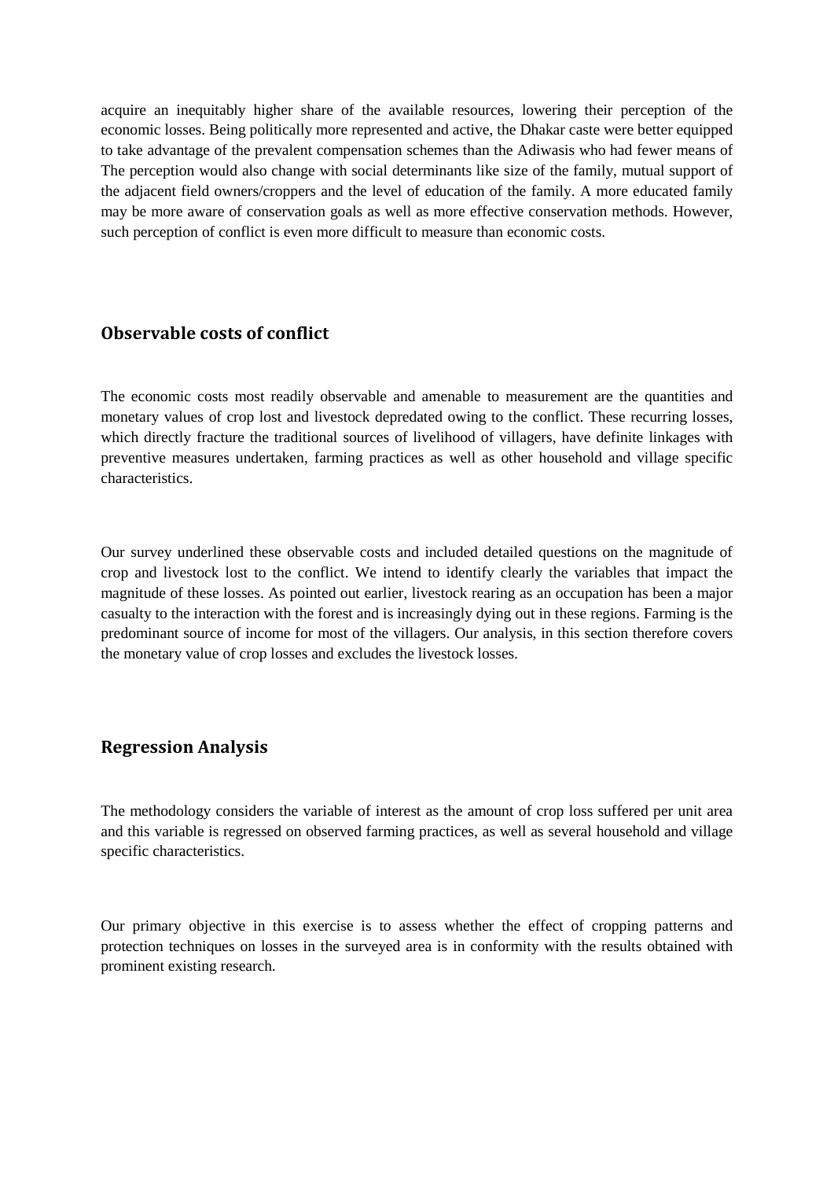acquire an inequitably higher share of the available resources, lowering their perception of the economic losses. Being politically more represented and active, the Dhakar caste were better equipped to take advantage of the prevalent compensation schemes than the Adiwasis who had fewer means of The perception would also change with social determinants like size of the family, mutual support of the adjacent field owners/croppers and the level of education of the family. A more educated family may be more aware of conservation goals as well as more effective conservation methods. However, such perception of conflict is even more difficult to measure than economic costs.

## Observable costs of conflict

The economic costs most readily observable and amenable to measurement are the quantities and monetary values of crop lost and livestock depredated owing to the conflict. These recurring losses, which directly fracture the traditional sources of livelihood of villagers, have definite linkages with preventive measures undertaken, farming practices as well as other household and village specific characteristics.

Our survey underlined these observable costs and included detailed questions on the magnitude of crop and livestock lost to the conflict. We intend to identify clearly the variables that impact the magnitude of these losses. As pointed out earlier, livestock rearing as an occupation has been a major casualty to the interaction with the forest and is increasingly dying out in these regions. Farming is the predominant source of income for most of the villagers. Our analysis, in this section therefore covers the monetary value of crop losses and excludes the livestock losses.

## Regression Analysis

The methodology considers the variable of interest as the amount of crop loss suffered per unit area and this variable is regressed on observed farming practices, as well as several household and village specific characteristics.

Our primary objective in this exercise is to assess whether the effect of cropping patterns and protection techniques on losses in the surveyed area is in conformity with the results obtained with prominent existing research.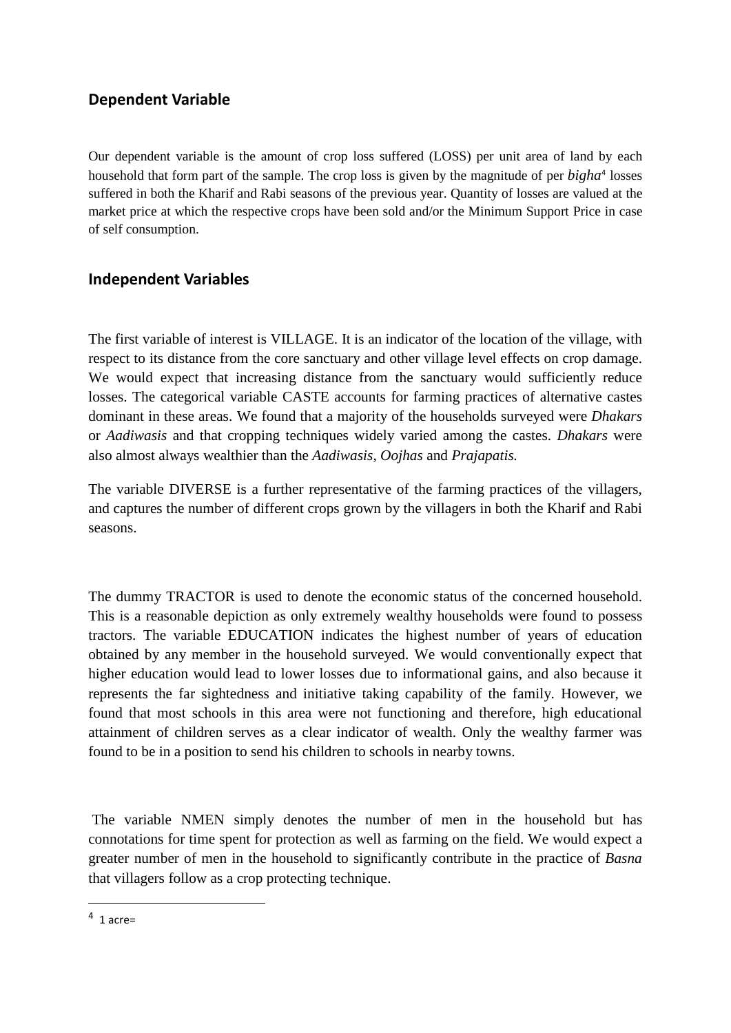## Dependent Variable

Our dependent variable is the amount of crop loss suffered (LOSS) per unit area of land by each household that form part of the sample. The crop loss is given by the magnitude of per *bigha*[4] losses suffered in both the Kharif and Rabi seasons of the previous year. Quantity of losses are valued at the market price at which the respective crops have been sold and/or the Minimum Support Price in case of self consumption.

## Independent Variables

The first variable of interest is VILLAGE. It is an indicator of the location of the village, with respect to its distance from the core sanctuary and other village level effects on crop damage. We would expect that increasing distance from the sanctuary would sufficiently reduce losses. The categorical variable CASTE accounts for farming practices of alternative castes dominant in these areas. We found that a majority of the households surveyed were *Dhakars* or *Aadiwasis* and that cropping techniques widely varied among the castes. *Dhakars* were also almost always wealthier than the *Aadiwasis, Oojhas* and *Prajapatis.*

The variable DIVERSE is a further representative of the farming practices of the villagers, and captures the number of different crops grown by the villagers in both the Kharif and Rabi seasons.

The dummy TRACTOR is used to denote the economic status of the concerned household. This is a reasonable depiction as only extremely wealthy households were found to possess tractors. The variable EDUCATION indicates the highest number of years of education obtained by any member in the household surveyed. We would conventionally expect that higher education would lead to lower losses due to informational gains, and also because it represents the far sightedness and initiative taking capability of the family. However, we found that most schools in this area were not functioning and therefore, high educational attainment of children serves as a clear indicator of wealth. Only the wealthy farmer was found to be in a position to send his children to schools in nearby towns.

The variable NMEN simply denotes the number of men in the household but has connotations for time spent for protection as well as farming on the field. We would expect a greater number of men in the household to significantly contribute in the practice of *Basna* that villagers follow as a crop protecting technique.

---

[4] 1 acre=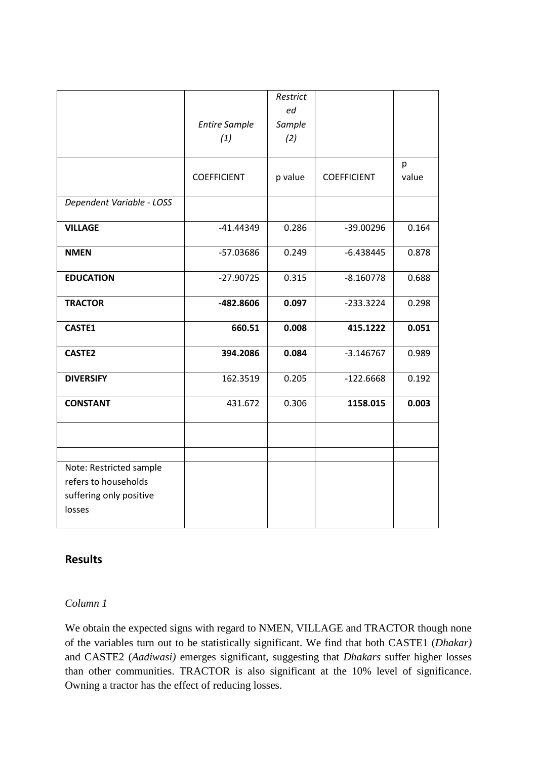| | *Entire Sample (1)* | *Restricted Sample (2)* | | |
|---|---|---|---|---|
| | COEFFICIENT | p value | COEFFICIENT | p value |
| *Dependent Variable - LOSS* | | | | |
| **VILLAGE** | -41.44349 | 0.286 | -39.00296 | 0.164 |
| **NMEN** | -57.03686 | 0.249 | -6.438445 | 0.878 |
| **EDUCATION** | -27.90725 | 0.315 | -8.160778 | 0.688 |
| **TRACTOR** | **-482.8606** | **0.097** | -233.3224 | 0.298 |
| **CASTE1** | **660.51** | **0.008** | **415.1222** | **0.051** |
| **CASTE2** | **394.2086** | **0.084** | -3.146767 | 0.989 |
| **DIVERSIFY** | 162.3519 | 0.205 | -122.6668 | 0.192 |
| **CONSTANT** | 431.672 | 0.306 | **1158.015** | **0.003** |
| | | | | |
| | | | | |
| Note: Restricted sample refers to households suffering only positive losses | | | | |

## Results

*Column 1*

We obtain the expected signs with regard to NMEN, VILLAGE and TRACTOR though none of the variables turn out to be statistically significant. We find that both CASTE1 (*Dhakar)* and CASTE2 (*Aadiwasi)* emerges significant, suggesting that *Dhakars* suffer higher losses than other communities. TRACTOR is also significant at the 10% level of significance. Owning a tractor has the effect of reducing losses.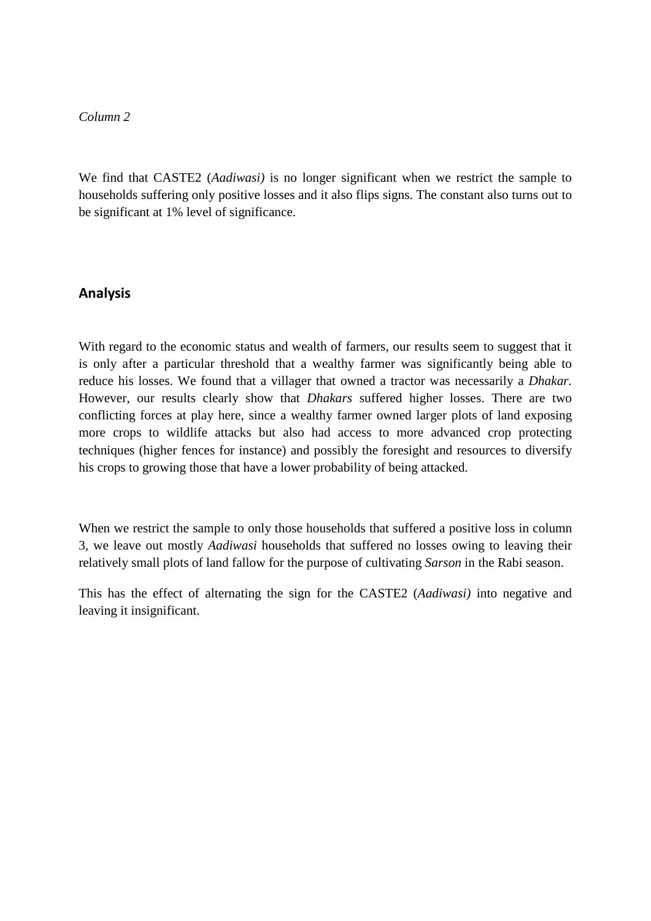*Column 2*

We find that CASTE2 (*Aadiwasi)* is no longer significant when we restrict the sample to households suffering only positive losses and it also flips signs. The constant also turns out to be significant at 1% level of significance.

## Analysis

With regard to the economic status and wealth of farmers, our results seem to suggest that it is only after a particular threshold that a wealthy farmer was significantly being able to reduce his losses. We found that a villager that owned a tractor was necessarily a *Dhakar*. However, our results clearly show that *Dhakars* suffered higher losses. There are two conflicting forces at play here, since a wealthy farmer owned larger plots of land exposing more crops to wildlife attacks but also had access to more advanced crop protecting techniques (higher fences for instance) and possibly the foresight and resources to diversify his crops to growing those that have a lower probability of being attacked.

When we restrict the sample to only those households that suffered a positive loss in column 3, we leave out mostly *Aadiwasi* households that suffered no losses owing to leaving their relatively small plots of land fallow for the purpose of cultivating *Sarson* in the Rabi season.

This has the effect of alternating the sign for the CASTE2 (*Aadiwasi)* into negative and leaving it insignificant.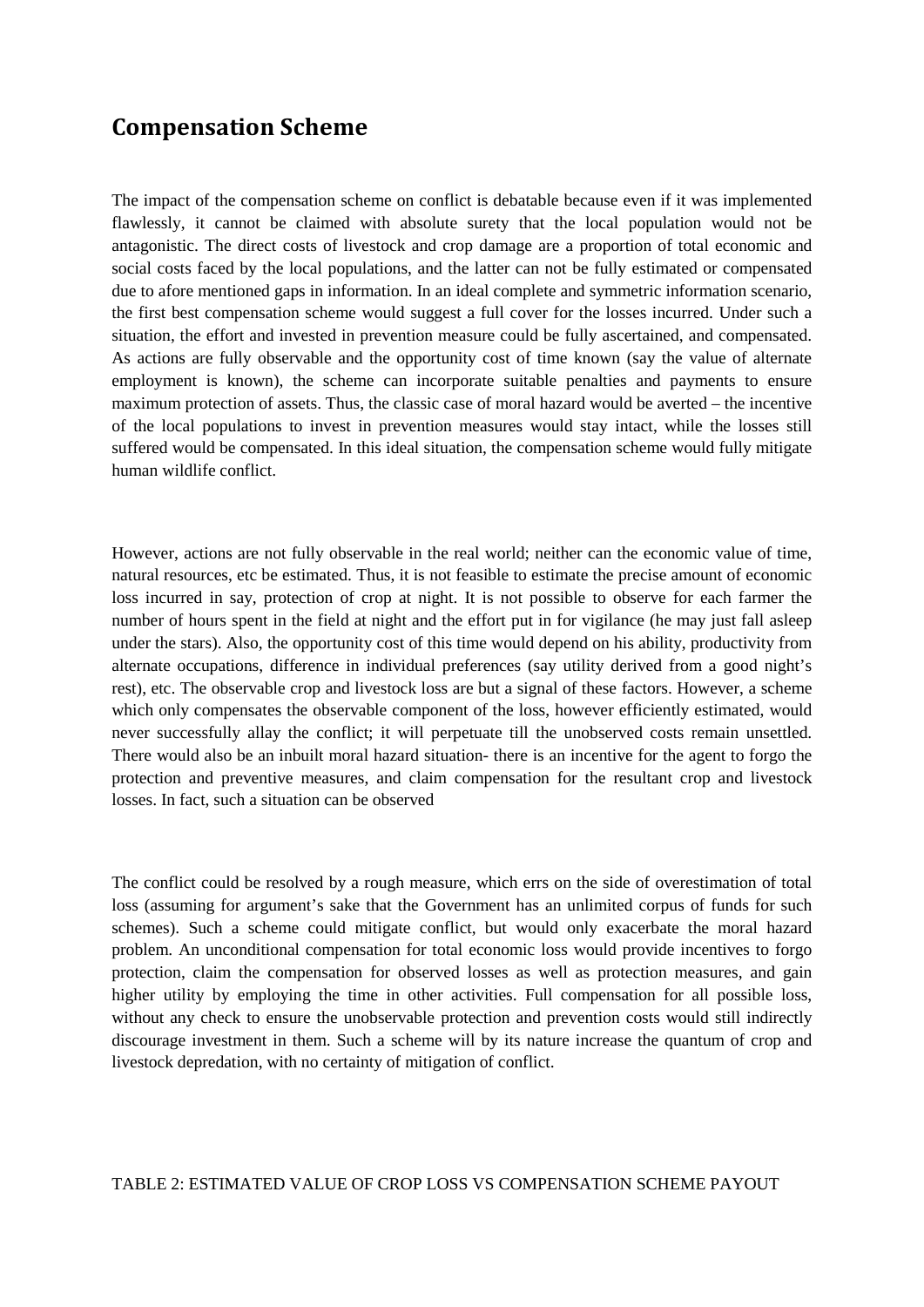## Compensation Scheme

The impact of the compensation scheme on conflict is debatable because even if it was implemented flawlessly, it cannot be claimed with absolute surety that the local population would not be antagonistic. The direct costs of livestock and crop damage are a proportion of total economic and social costs faced by the local populations, and the latter can not be fully estimated or compensated due to afore mentioned gaps in information. In an ideal complete and symmetric information scenario, the first best compensation scheme would suggest a full cover for the losses incurred. Under such a situation, the effort and invested in prevention measure could be fully ascertained, and compensated. As actions are fully observable and the opportunity cost of time known (say the value of alternate employment is known), the scheme can incorporate suitable penalties and payments to ensure maximum protection of assets. Thus, the classic case of moral hazard would be averted – the incentive of the local populations to invest in prevention measures would stay intact, while the losses still suffered would be compensated. In this ideal situation, the compensation scheme would fully mitigate human wildlife conflict.

However, actions are not fully observable in the real world; neither can the economic value of time, natural resources, etc be estimated. Thus, it is not feasible to estimate the precise amount of economic loss incurred in say, protection of crop at night. It is not possible to observe for each farmer the number of hours spent in the field at night and the effort put in for vigilance (he may just fall asleep under the stars). Also, the opportunity cost of this time would depend on his ability, productivity from alternate occupations, difference in individual preferences (say utility derived from a good night's rest), etc. The observable crop and livestock loss are but a signal of these factors. However, a scheme which only compensates the observable component of the loss, however efficiently estimated, would never successfully allay the conflict; it will perpetuate till the unobserved costs remain unsettled. There would also be an inbuilt moral hazard situation- there is an incentive for the agent to forgo the protection and preventive measures, and claim compensation for the resultant crop and livestock losses. In fact, such a situation can be observed

The conflict could be resolved by a rough measure, which errs on the side of overestimation of total loss (assuming for argument's sake that the Government has an unlimited corpus of funds for such schemes). Such a scheme could mitigate conflict, but would only exacerbate the moral hazard problem. An unconditional compensation for total economic loss would provide incentives to forgo protection, claim the compensation for observed losses as well as protection measures, and gain higher utility by employing the time in other activities. Full compensation for all possible loss, without any check to ensure the unobservable protection and prevention costs would still indirectly discourage investment in them. Such a scheme will by its nature increase the quantum of crop and livestock depredation, with no certainty of mitigation of conflict.

TABLE 2: ESTIMATED VALUE OF CROP LOSS VS COMPENSATION SCHEME PAYOUT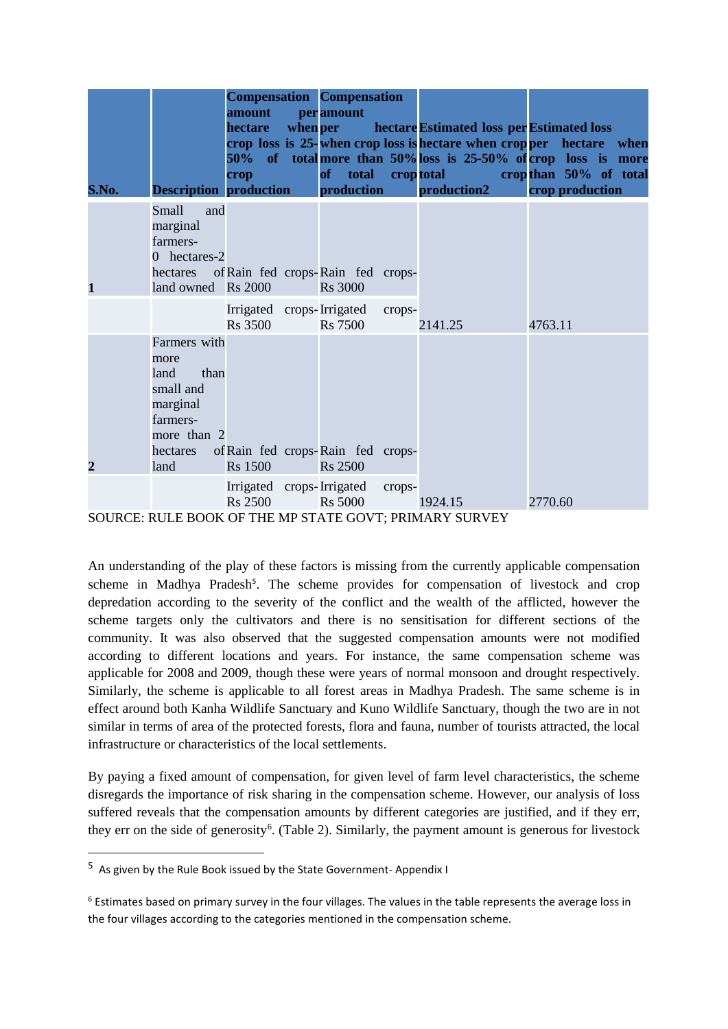| S.No. | Description | Compensation amount per hectare when crop loss is 25-50% of total crop production | Compensation amount per hectare when crop loss is more than 50% of total crop production | Estimated loss per hectare when crop loss is 25-50% of total production2 | Estimated loss per hectare when crop loss is more than 50% of total crop production |
|---|---|---|---|---|---|
| 1 | Small and marginal farmers- 0 hectares-2 hectares of land owned | Rain fed crops- Rs 2000 | Rain fed crops- Rs 3000 | | |
| | | Irrigated crops- Rs 3500 | Irrigated crops- Rs 7500 | 2141.25 | 4763.11 |
| 2 | Farmers with more land than small and marginal farmers- more than 2 hectares of land | Rain fed crops- Rs 1500 | Rain fed crops- Rs 2500 | | |
| | | Irrigated crops- Rs 2500 | Irrigated crops- Rs 5000 | 1924.15 | 2770.60 |

SOURCE: RULE BOOK OF THE MP STATE GOVT; PRIMARY SURVEY

An understanding of the play of these factors is missing from the currently applicable compensation scheme in Madhya Pradesh[5]. The scheme provides for compensation of livestock and crop depredation according to the severity of the conflict and the wealth of the afflicted, however the scheme targets only the cultivators and there is no sensitisation for different sections of the community. It was also observed that the suggested compensation amounts were not modified according to different locations and years. For instance, the same compensation scheme was applicable for 2008 and 2009, though these were years of normal monsoon and drought respectively. Similarly, the scheme is applicable to all forest areas in Madhya Pradesh. The same scheme is in effect around both Kanha Wildlife Sanctuary and Kuno Wildlife Sanctuary, though the two are in not similar in terms of area of the protected forests, flora and fauna, number of tourists attracted, the local infrastructure or characteristics of the local settlements.

By paying a fixed amount of compensation, for given level of farm level characteristics, the scheme disregards the importance of risk sharing in the compensation scheme. However, our analysis of loss suffered reveals that the compensation amounts by different categories are justified, and if they err, they err on the side of generosity[6]. (Table 2). Similarly, the payment amount is generous for livestock

[5] As given by the Rule Book issued by the State Government- Appendix I

[6] Estimates based on primary survey in the four villages. The values in the table represents the average loss in the four villages according to the categories mentioned in the compensation scheme.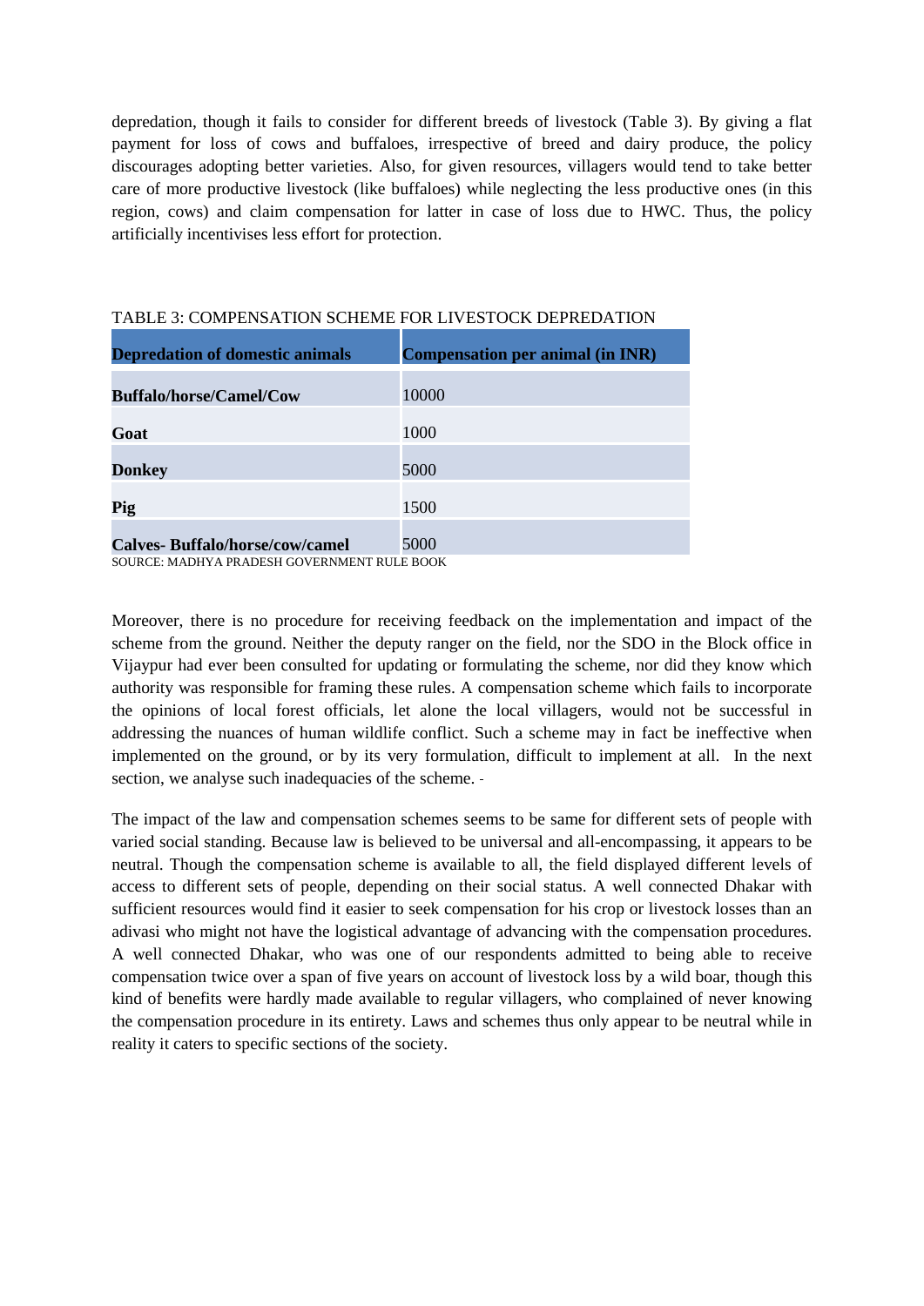depredation, though it fails to consider for different breeds of livestock (Table 3). By giving a flat payment for loss of cows and buffaloes, irrespective of breed and dairy produce, the policy discourages adopting better varieties. Also, for given resources, villagers would tend to take better care of more productive livestock (like buffaloes) while neglecting the less productive ones (in this region, cows) and claim compensation for latter in case of loss due to HWC. Thus, the policy artificially incentivises less effort for protection.

TABLE 3: COMPENSATION SCHEME FOR LIVESTOCK DEPREDATION

| **Depredation of domestic animals** | **Compensation per animal (in INR)** |
|---|---|
| **Buffalo/horse/Camel/Cow** | 10000 |
| **Goat** | 1000 |
| **Donkey** | 5000 |
| **Pig** | 1500 |
| **Calves- Buffalo/horse/cow/camel** | 5000 |

SOURCE: MADHYA PRADESH GOVERNMENT RULE BOOK

Moreover, there is no procedure for receiving feedback on the implementation and impact of the scheme from the ground. Neither the deputy ranger on the field, nor the SDO in the Block office in Vijaypur had ever been consulted for updating or formulating the scheme, nor did they know which authority was responsible for framing these rules. A compensation scheme which fails to incorporate the opinions of local forest officials, let alone the local villagers, would not be successful in addressing the nuances of human wildlife conflict. Such a scheme may in fact be ineffective when implemented on the ground, or by its very formulation, difficult to implement at all. In the next section, we analyse such inadequacies of the scheme.

The impact of the law and compensation schemes seems to be same for different sets of people with varied social standing. Because law is believed to be universal and all-encompassing, it appears to be neutral. Though the compensation scheme is available to all, the field displayed different levels of access to different sets of people, depending on their social status. A well connected Dhakar with sufficient resources would find it easier to seek compensation for his crop or livestock losses than an adivasi who might not have the logistical advantage of advancing with the compensation procedures. A well connected Dhakar, who was one of our respondents admitted to being able to receive compensation twice over a span of five years on account of livestock loss by a wild boar, though this kind of benefits were hardly made available to regular villagers, who complained of never knowing the compensation procedure in its entirety. Laws and schemes thus only appear to be neutral while in reality it caters to specific sections of the society.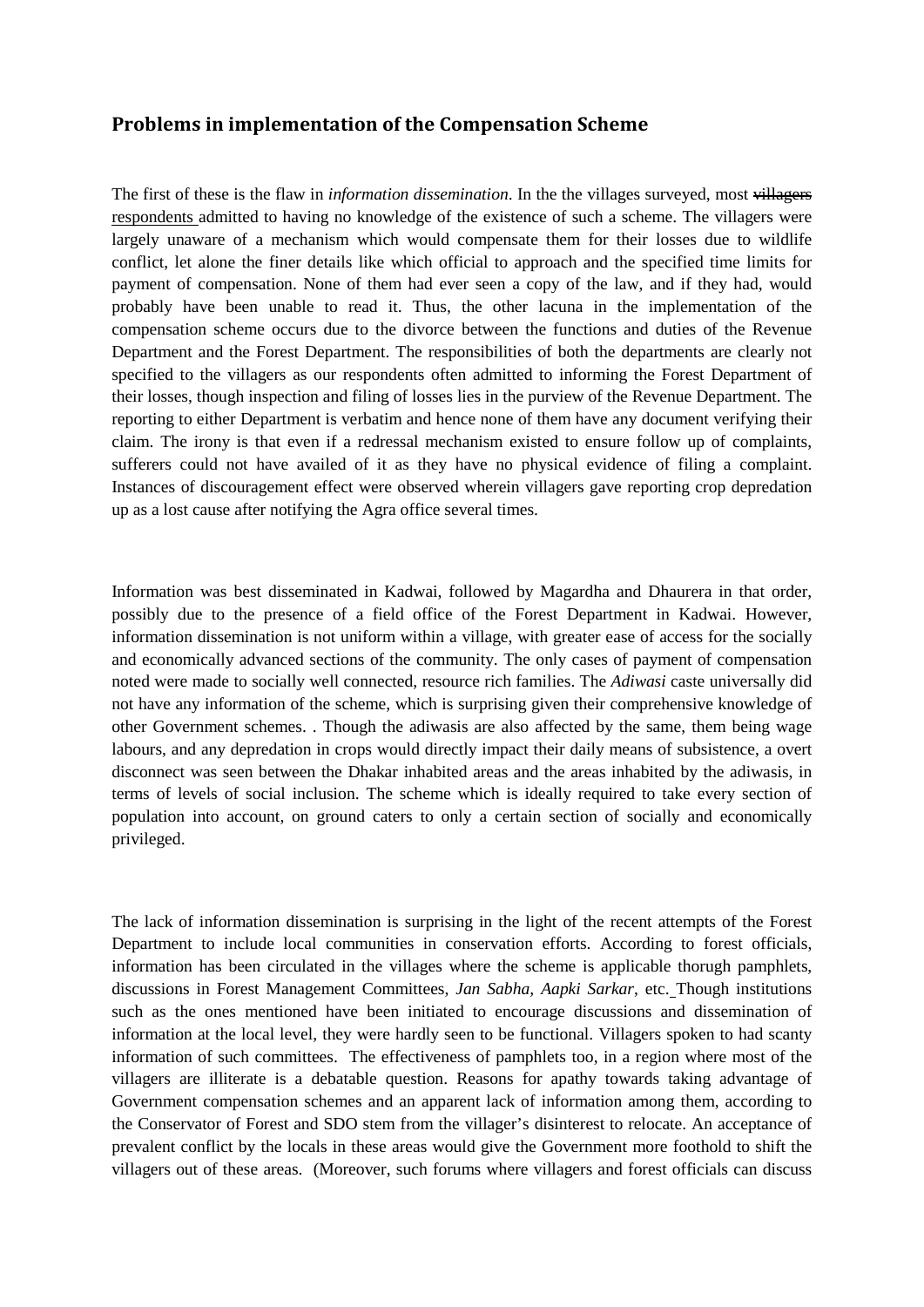## Problems in implementation of the Compensation Scheme

The first of these is the flaw in *information dissemination*. In the the villages surveyed, most ~~villagers~~ respondents admitted to having no knowledge of the existence of such a scheme. The villagers were largely unaware of a mechanism which would compensate them for their losses due to wildlife conflict, let alone the finer details like which official to approach and the specified time limits for payment of compensation. None of them had ever seen a copy of the law, and if they had, would probably have been unable to read it. Thus, the other lacuna in the implementation of the compensation scheme occurs due to the divorce between the functions and duties of the Revenue Department and the Forest Department. The responsibilities of both the departments are clearly not specified to the villagers as our respondents often admitted to informing the Forest Department of their losses, though inspection and filing of losses lies in the purview of the Revenue Department. The reporting to either Department is verbatim and hence none of them have any document verifying their claim. The irony is that even if a redressal mechanism existed to ensure follow up of complaints, sufferers could not have availed of it as they have no physical evidence of filing a complaint. Instances of discouragement effect were observed wherein villagers gave reporting crop depredation up as a lost cause after notifying the Agra office several times.

Information was best disseminated in Kadwai, followed by Magardha and Dhaurera in that order, possibly due to the presence of a field office of the Forest Department in Kadwai. However, information dissemination is not uniform within a village, with greater ease of access for the socially and economically advanced sections of the community. The only cases of payment of compensation noted were made to socially well connected, resource rich families. The *Adiwasi* caste universally did not have any information of the scheme, which is surprising given their comprehensive knowledge of other Government schemes. . Though the adiwasis are also affected by the same, them being wage labours, and any depredation in crops would directly impact their daily means of subsistence, a overt disconnect was seen between the Dhakar inhabited areas and the areas inhabited by the adiwasis, in terms of levels of social inclusion. The scheme which is ideally required to take every section of population into account, on ground caters to only a certain section of socially and economically privileged.

The lack of information dissemination is surprising in the light of the recent attempts of the Forest Department to include local communities in conservation efforts. According to forest officials, information has been circulated in the villages where the scheme is applicable thorugh pamphlets, discussions in Forest Management Committees, *Jan Sabha, Aapki Sarkar*, etc. Though institutions such as the ones mentioned have been initiated to encourage discussions and dissemination of information at the local level, they were hardly seen to be functional. Villagers spoken to had scanty information of such committees. The effectiveness of pamphlets too, in a region where most of the villagers are illiterate is a debatable question. Reasons for apathy towards taking advantage of Government compensation schemes and an apparent lack of information among them, according to the Conservator of Forest and SDO stem from the villager's disinterest to relocate. An acceptance of prevalent conflict by the locals in these areas would give the Government more foothold to shift the villagers out of these areas. (Moreover, such forums where villagers and forest officials can discuss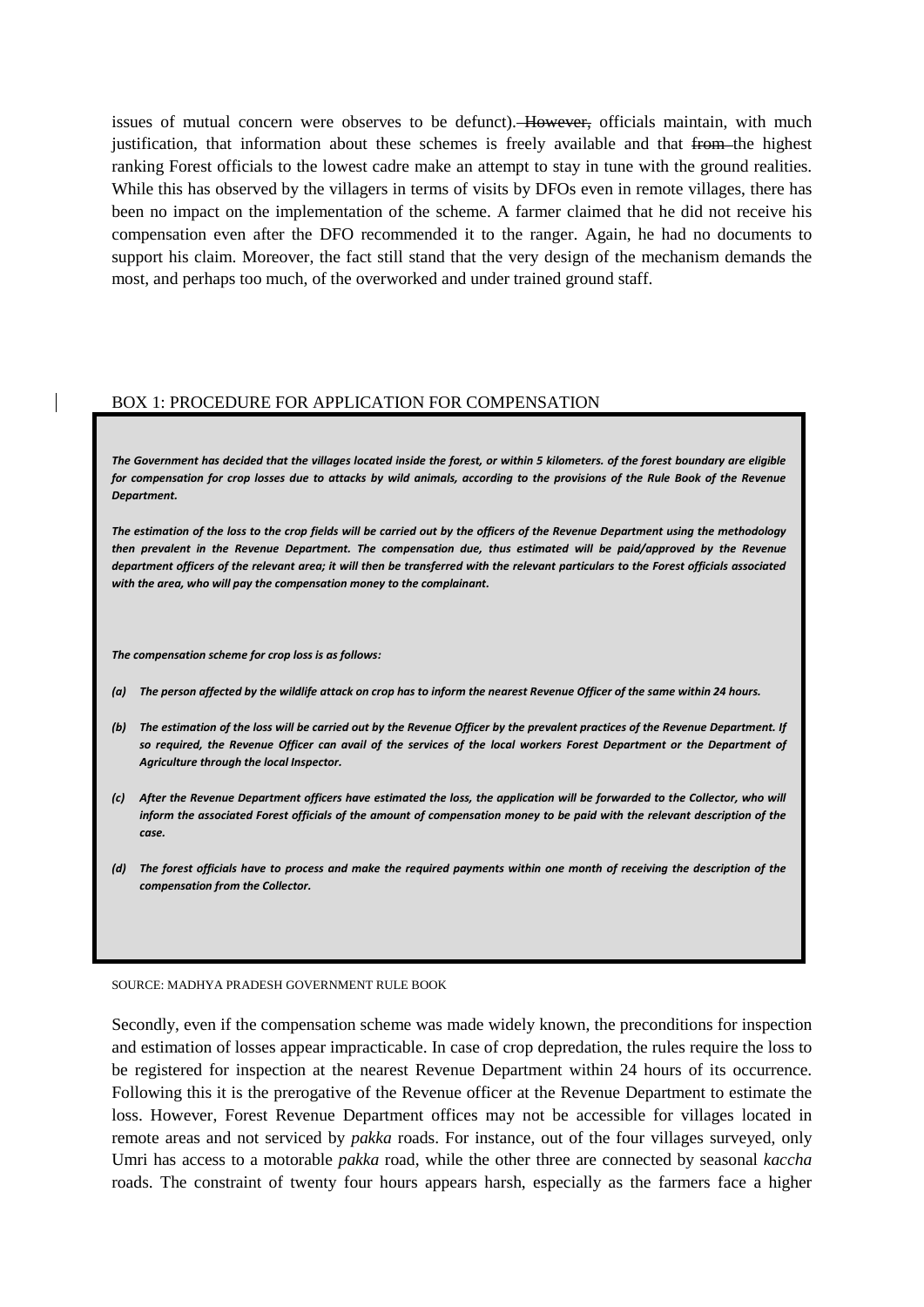issues of mutual concern were observes to be defunct). ~~However,~~ officials maintain, with much justification, that information about these schemes is freely available and that ~~from~~ the highest ranking Forest officials to the lowest cadre make an attempt to stay in tune with the ground realities. While this has observed by the villagers in terms of visits by DFOs even in remote villages, there has been no impact on the implementation of the scheme. A farmer claimed that he did not receive his compensation even after the DFO recommended it to the ranger. Again, he had no documents to support his claim. Moreover, the fact still stand that the very design of the mechanism demands the most, and perhaps too much, of the overworked and under trained ground staff.

BOX 1: PROCEDURE FOR APPLICATION FOR COMPENSATION

***The Government has decided that the villages located inside the forest, or within 5 kilometers. of the forest boundary are eligible for compensation for crop losses due to attacks by wild animals, according to the provisions of the Rule Book of the Revenue Department.***

***The estimation of the loss to the crop fields will be carried out by the officers of the Revenue Department using the methodology then prevalent in the Revenue Department. The compensation due, thus estimated will be paid/approved by the Revenue department officers of the relevant area; it will then be transferred with the relevant particulars to the Forest officials associated with the area, who will pay the compensation money to the complainant.***

***The compensation scheme for crop loss is as follows:***

***(a) The person affected by the wildlife attack on crop has to inform the nearest Revenue Officer of the same within 24 hours.***

***(b) The estimation of the loss will be carried out by the Revenue Officer by the prevalent practices of the Revenue Department. If so required, the Revenue Officer can avail of the services of the local workers Forest Department or the Department of Agriculture through the local Inspector.***

***(c) After the Revenue Department officers have estimated the loss, the application will be forwarded to the Collector, who will inform the associated Forest officials of the amount of compensation money to be paid with the relevant description of the case.***

***(d) The forest officials have to process and make the required payments within one month of receiving the description of the compensation from the Collector.***

SOURCE: MADHYA PRADESH GOVERNMENT RULE BOOK

Secondly, even if the compensation scheme was made widely known, the preconditions for inspection and estimation of losses appear impracticable. In case of crop depredation, the rules require the loss to be registered for inspection at the nearest Revenue Department within 24 hours of its occurrence. Following this it is the prerogative of the Revenue officer at the Revenue Department to estimate the loss. However, Forest Revenue Department offices may not be accessible for villages located in remote areas and not serviced by *pakka* roads. For instance, out of the four villages surveyed, only Umri has access to a motorable *pakka* road, while the other three are connected by seasonal *kaccha* roads. The constraint of twenty four hours appears harsh, especially as the farmers face a higher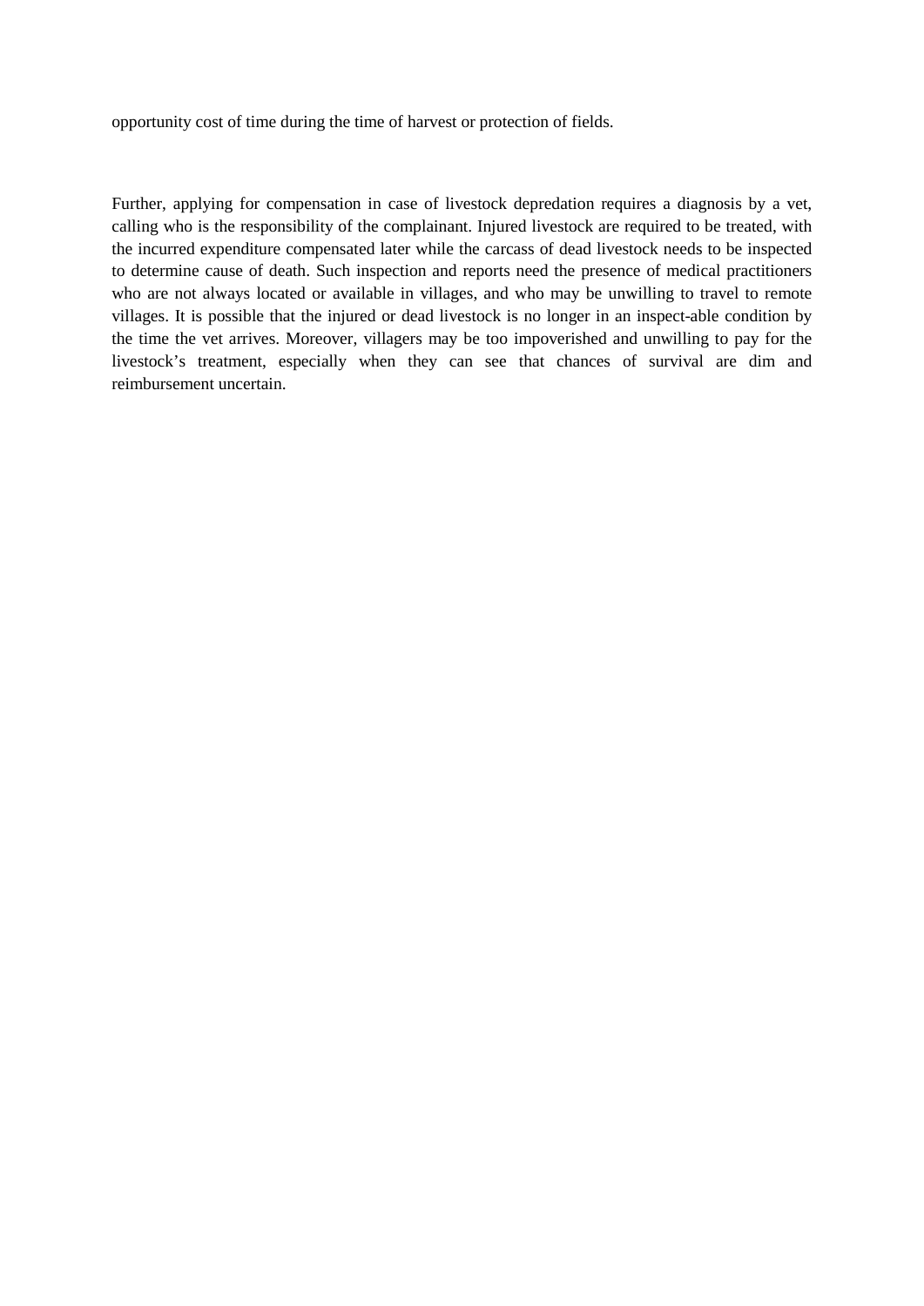opportunity cost of time during the time of harvest or protection of fields.

Further, applying for compensation in case of livestock depredation requires a diagnosis by a vet, calling who is the responsibility of the complainant. Injured livestock are required to be treated, with the incurred expenditure compensated later while the carcass of dead livestock needs to be inspected to determine cause of death. Such inspection and reports need the presence of medical practitioners who are not always located or available in villages, and who may be unwilling to travel to remote villages. It is possible that the injured or dead livestock is no longer in an inspect-able condition by the time the vet arrives. Moreover, villagers may be too impoverished and unwilling to pay for the livestock's treatment, especially when they can see that chances of survival are dim and reimbursement uncertain.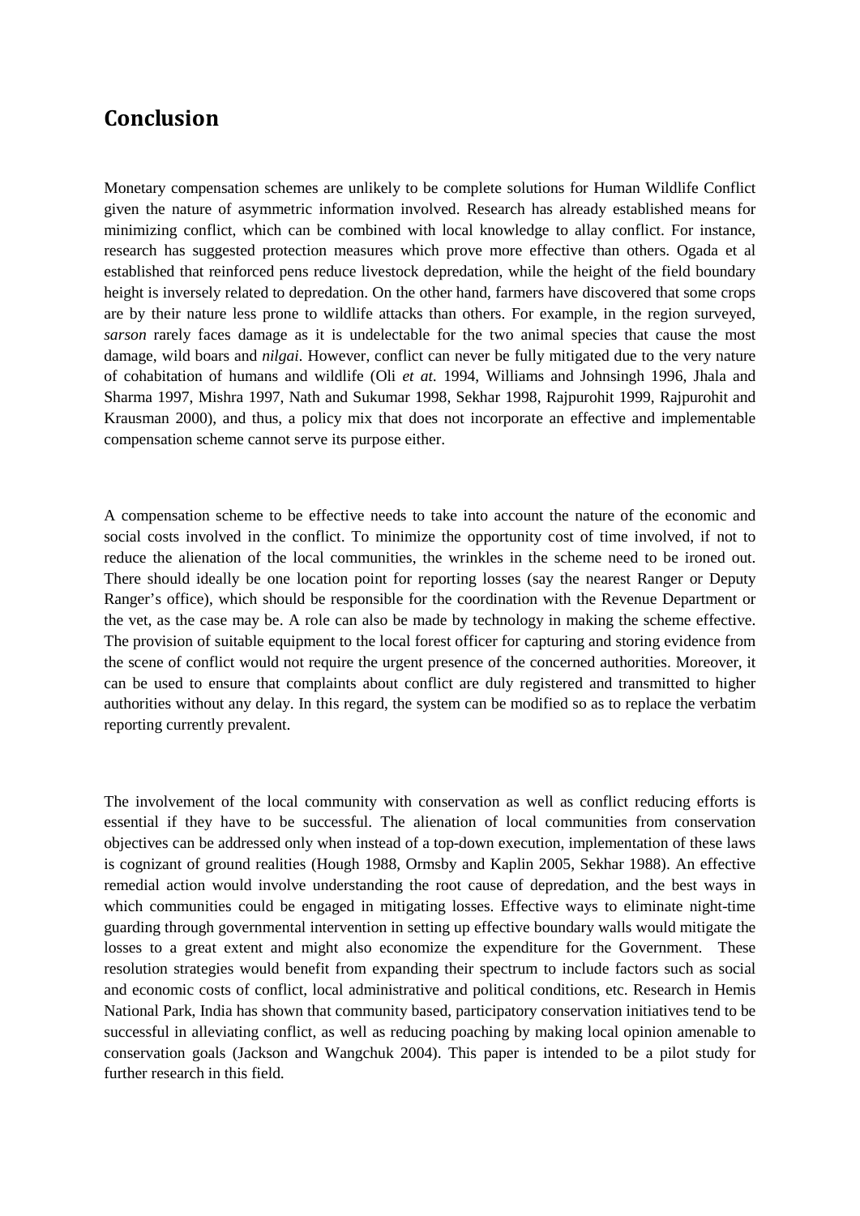## Conclusion

Monetary compensation schemes are unlikely to be complete solutions for Human Wildlife Conflict given the nature of asymmetric information involved. Research has already established means for minimizing conflict, which can be combined with local knowledge to allay conflict. For instance, research has suggested protection measures which prove more effective than others. Ogada et al established that reinforced pens reduce livestock depredation, while the height of the field boundary height is inversely related to depredation. On the other hand, farmers have discovered that some crops are by their nature less prone to wildlife attacks than others. For example, in the region surveyed, *sarson* rarely faces damage as it is undelectable for the two animal species that cause the most damage, wild boars and *nilgai*. However, conflict can never be fully mitigated due to the very nature of cohabitation of humans and wildlife (Oli *et at.* 1994, Williams and Johnsingh 1996, Jhala and Sharma 1997, Mishra 1997, Nath and Sukumar 1998, Sekhar 1998, Rajpurohit 1999, Rajpurohit and Krausman 2000), and thus, a policy mix that does not incorporate an effective and implementable compensation scheme cannot serve its purpose either.

A compensation scheme to be effective needs to take into account the nature of the economic and social costs involved in the conflict. To minimize the opportunity cost of time involved, if not to reduce the alienation of the local communities, the wrinkles in the scheme need to be ironed out. There should ideally be one location point for reporting losses (say the nearest Ranger or Deputy Ranger's office), which should be responsible for the coordination with the Revenue Department or the vet, as the case may be. A role can also be made by technology in making the scheme effective. The provision of suitable equipment to the local forest officer for capturing and storing evidence from the scene of conflict would not require the urgent presence of the concerned authorities. Moreover, it can be used to ensure that complaints about conflict are duly registered and transmitted to higher authorities without any delay. In this regard, the system can be modified so as to replace the verbatim reporting currently prevalent.

The involvement of the local community with conservation as well as conflict reducing efforts is essential if they have to be successful. The alienation of local communities from conservation objectives can be addressed only when instead of a top-down execution, implementation of these laws is cognizant of ground realities (Hough 1988, Ormsby and Kaplin 2005, Sekhar 1988). An effective remedial action would involve understanding the root cause of depredation, and the best ways in which communities could be engaged in mitigating losses. Effective ways to eliminate night-time guarding through governmental intervention in setting up effective boundary walls would mitigate the losses to a great extent and might also economize the expenditure for the Government. These resolution strategies would benefit from expanding their spectrum to include factors such as social and economic costs of conflict, local administrative and political conditions, etc. Research in Hemis National Park, India has shown that community based, participatory conservation initiatives tend to be successful in alleviating conflict, as well as reducing poaching by making local opinion amenable to conservation goals (Jackson and Wangchuk 2004). This paper is intended to be a pilot study for further research in this field.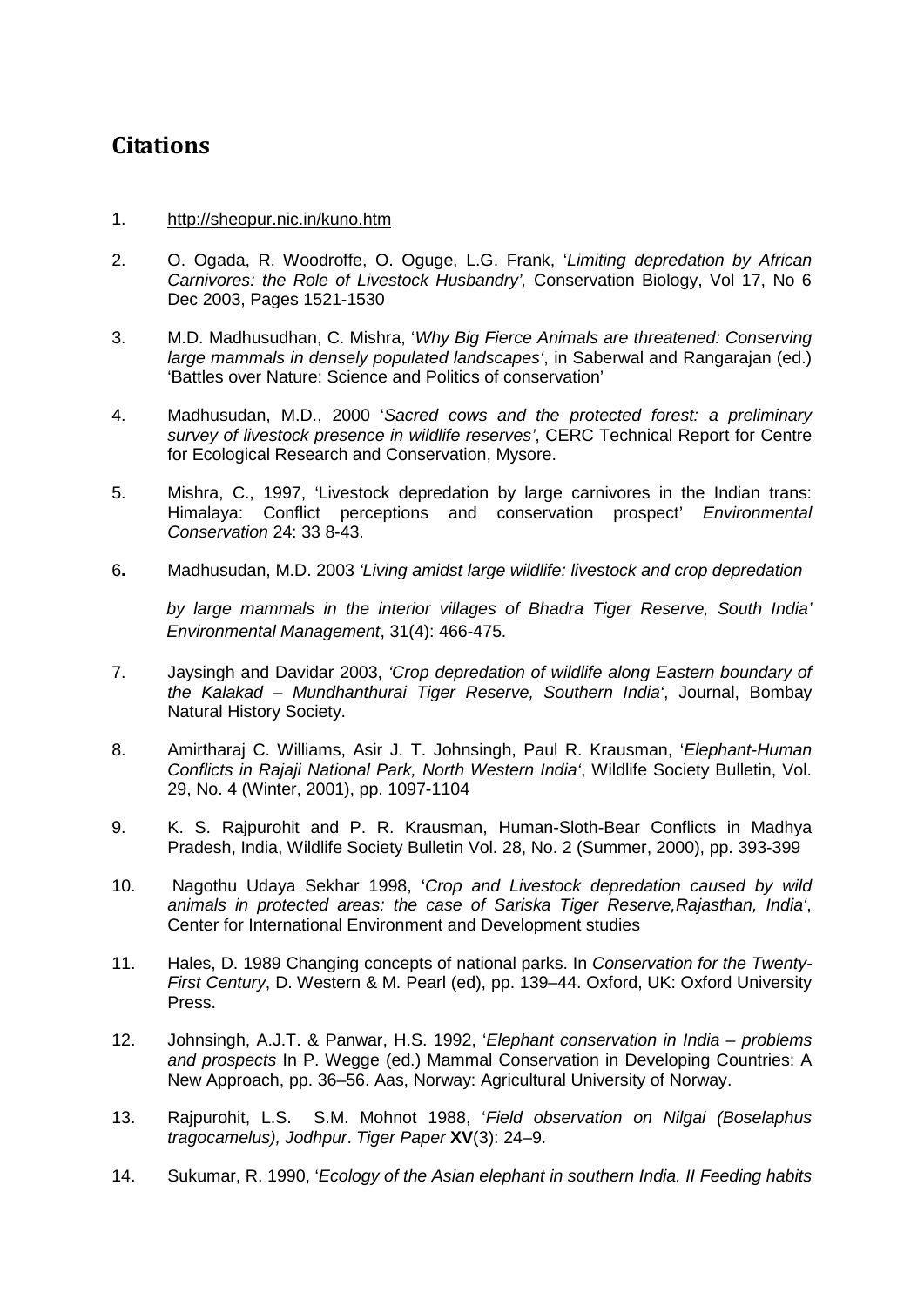## Citations

1. http://sheopur.nic.in/kuno.htm

2. O. Ogada, R. Woodroffe, O. Oguge, L.G. Frank, '*Limiting depredation by African Carnivores: the Role of Livestock Husbandry',* Conservation Biology, Vol 17, No 6 Dec 2003, Pages 1521-1530

3. M.D. Madhusudhan, C. Mishra, '*Why Big Fierce Animals are threatened: Conserving large mammals in densely populated landscapes'*, in Saberwal and Rangarajan (ed.) 'Battles over Nature: Science and Politics of conservation'

4. Madhusudan, M.D., 2000 '*Sacred cows and the protected forest: a preliminary survey of livestock presence in wildlife reserves'*, CERC Technical Report for Centre for Ecological Research and Conservation, Mysore.

5. Mishra, C., 1997, 'Livestock depredation by large carnivores in the Indian trans: Himalaya: Conflict perceptions and conservation prospect' *Environmental Conservation* 24: 33 8-43.

6. Madhusudan, M.D. 2003 *'Living amidst large wildlife: livestock and crop depredation by large mammals in the interior villages of Bhadra Tiger Reserve, South India' Environmental Management*, 31(4): 466-475.

7. Jaysingh and Davidar 2003, *'Crop depredation of wildlife along Eastern boundary of the Kalakad – Mundhanthurai Tiger Reserve, Southern India'*, Journal, Bombay Natural History Society.

8. Amirtharaj C. Williams, Asir J. T. Johnsingh, Paul R. Krausman, '*Elephant-Human Conflicts in Rajaji National Park, North Western India'*, Wildlife Society Bulletin, Vol. 29, No. 4 (Winter, 2001), pp. 1097-1104

9. K. S. Rajpurohit and P. R. Krausman, Human-Sloth-Bear Conflicts in Madhya Pradesh, India, Wildlife Society Bulletin Vol. 28, No. 2 (Summer, 2000), pp. 393-399

10. Nagothu Udaya Sekhar 1998, '*Crop and Livestock depredation caused by wild animals in protected areas: the case of Sariska Tiger Reserve,Rajasthan, India'*, Center for International Environment and Development studies

11. Hales, D. 1989 Changing concepts of national parks. In *Conservation for the Twenty-First Century*, D. Western & M. Pearl (ed), pp. 139–44. Oxford, UK: Oxford University Press.

12. Johnsingh, A.J.T. & Panwar, H.S. 1992, '*Elephant conservation in India – problems and prospects* In P. Wegge (ed.) Mammal Conservation in Developing Countries: A New Approach, pp. 36–56. Aas, Norway: Agricultural University of Norway.

13. Rajpurohit, L.S. S.M. Mohnot 1988, '*Field observation on Nilgai (Boselaphus tragocamelus), Jodhpur*. *Tiger Paper* **XV**(3): 24–9.

14. Sukumar, R. 1990, '*Ecology of the Asian elephant in southern India. II Feeding habits*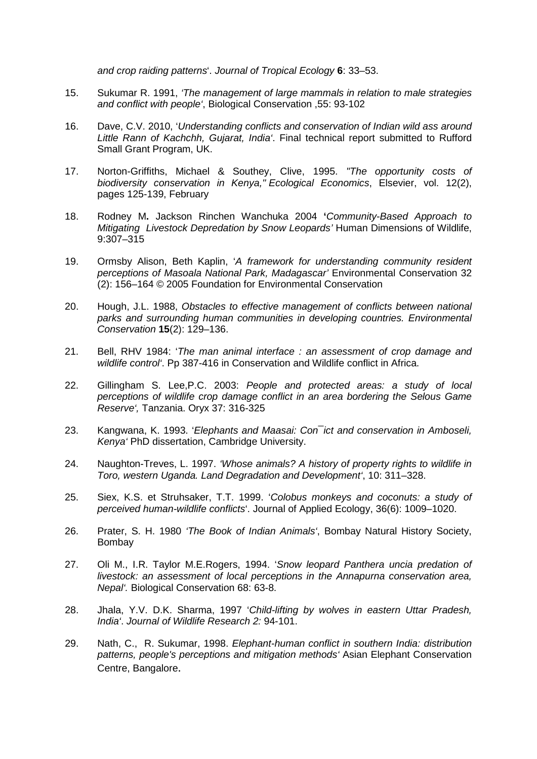*and crop raiding patterns*'. *Journal of Tropical Ecology* **6**: 33–53.

15. Sukumar R. 1991, *'The management of large mammals in relation to male strategies and conflict with people'*, Biological Conservation ,55: 93-102

16. Dave, C.V. 2010, '*Understanding conflicts and conservation of Indian wild ass around Little Rann of Kachchh, Gujarat, India*'. Final technical report submitted to Rufford Small Grant Program, UK.

17. Norton-Griffiths, Michael & Southey, Clive, 1995. *"The opportunity costs of biodiversity conservation in Kenya," Ecological Economics*, Elsevier, vol. 12(2), pages 125-139, February

18. Rodney M**.** Jackson Rinchen Wanchuka 2004 **'***Community-Based Approach to Mitigating Livestock Depredation by Snow Leopards'* Human Dimensions of Wildlife, 9:307–315

19. Ormsby Alison, Beth Kaplin, '*A framework for understanding community resident perceptions of Masoala National Park, Madagascar'* Environmental Conservation 32 (2): 156–164 © 2005 Foundation for Environmental Conservation

20. Hough, J.L. 1988, *Obstacles to effective management of conflicts between national parks and surrounding human communities in developing countries. Environmental Conservation* **15**(2): 129–136.

21. Bell, RHV 1984: '*The man animal interface : an assessment of crop damage and wildlife control*'. Pp 387-416 in Conservation and Wildlife conflict in Africa.

22. Gillingham S. Lee,P.C. 2003: *People and protected areas: a study of local perceptions of wildlife crop damage conflict in an area bordering the Selous Game Reserve',* Tanzania. Oryx 37: 316-325

23. Kangwana, K. 1993. '*Elephants and Maasai: Con¯ict and conservation in Amboseli, Kenya'* PhD dissertation, Cambridge University.

24. Naughton-Treves, L. 1997. *'Whose animals? A history of property rights to wildlife in Toro, western Uganda. Land Degradation and Development'*, 10: 311–328.

25. Siex, K.S. et Struhsaker, T.T. 1999. '*Colobus monkeys and coconuts: a study of perceived human-wildlife conflicts*'. Journal of Applied Ecology, 36(6): 1009–1020.

26. Prater, S. H. 1980 *'The Book of Indian Animals'*, Bombay Natural History Society, Bombay

27. Oli M., I.R. Taylor M.E.Rogers, 1994. '*Snow leopard Panthera uncia predation of livestock: an assessment of local perceptions in the Annapurna conservation area, Nepal'.* Biological Conservation 68: 63-8.

28. Jhala, Y.V. D.K. Sharma, 1997 '*Child-lifting by wolves in eastern Uttar Pradesh, India*'. *Journal of Wildlife Research 2:* 94-101.

29. Nath, C., R. Sukumar, 1998. *Elephant-human conflict in southern India: distribution patterns, people's perceptions and mitigation methods'* Asian Elephant Conservation Centre, Bangalore**.**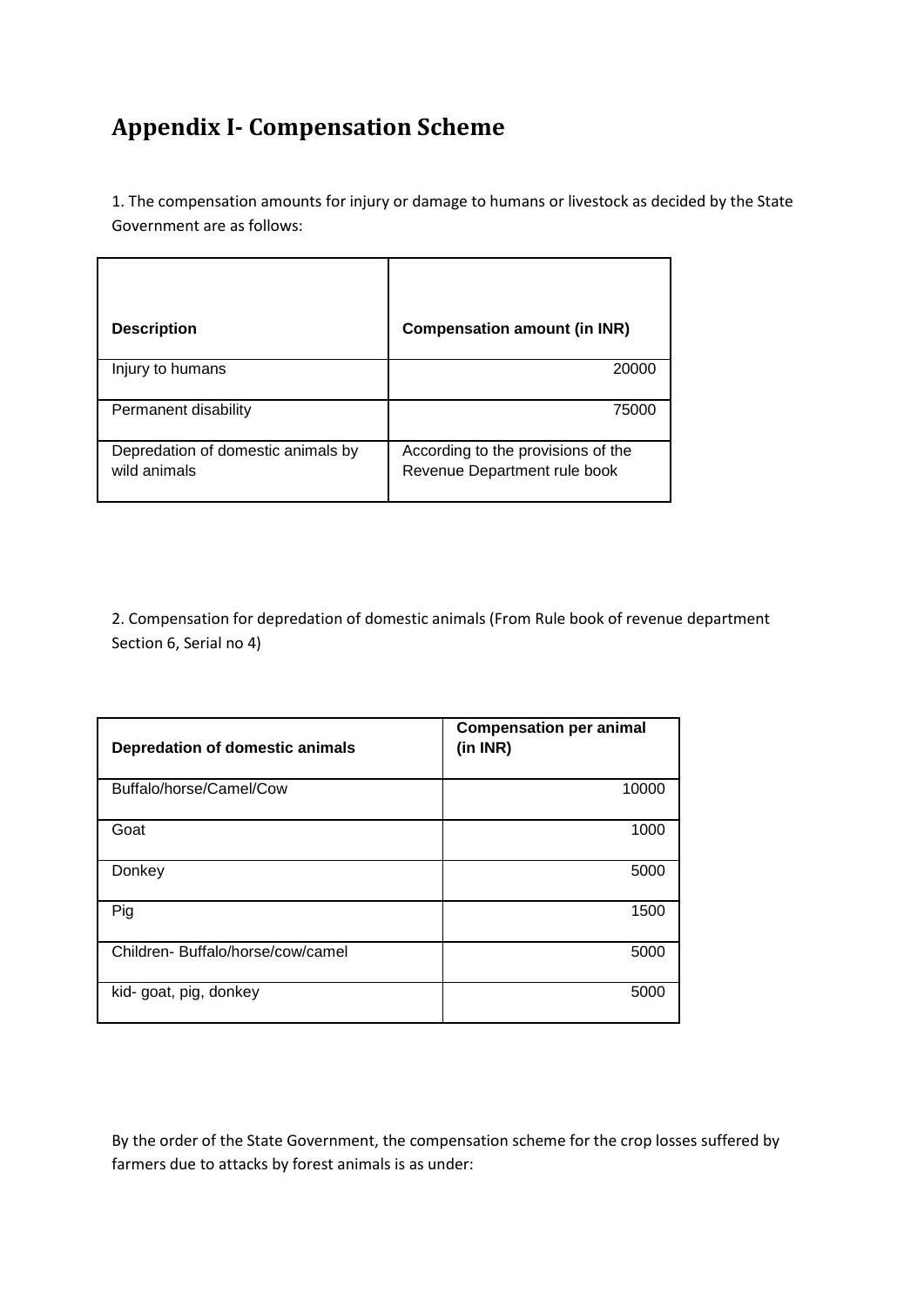# Appendix I- Compensation Scheme

1. The compensation amounts for injury or damage to humans or livestock as decided by the State Government are as follows:

| Description | Compensation amount (in INR) |
|---|---|
| Injury to humans | 20000 |
| Permanent disability | 75000 |
| Depredation of domestic animals by wild animals | According to the provisions of the Revenue Department rule book |

2. Compensation for depredation of domestic animals (From Rule book of revenue department Section 6, Serial no 4)

| Depredation of domestic animals | Compensation per animal (in INR) |
|---|---|
| Buffalo/horse/Camel/Cow | 10000 |
| Goat | 1000 |
| Donkey | 5000 |
| Pig | 1500 |
| Children- Buffalo/horse/cow/camel | 5000 |
| kid- goat, pig, donkey | 5000 |

By the order of the State Government, the compensation scheme for the crop losses suffered by farmers due to attacks by forest animals is as under: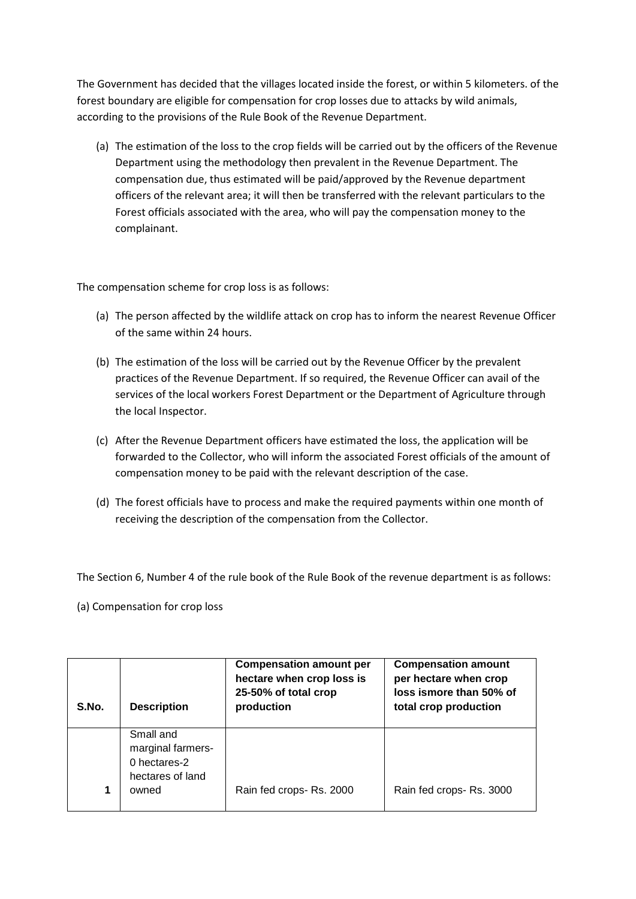The Government has decided that the villages located inside the forest, or within 5 kilometers. of the forest boundary are eligible for compensation for crop losses due to attacks by wild animals, according to the provisions of the Rule Book of the Revenue Department.

(a) The estimation of the loss to the crop fields will be carried out by the officers of the Revenue Department using the methodology then prevalent in the Revenue Department. The compensation due, thus estimated will be paid/approved by the Revenue department officers of the relevant area; it will then be transferred with the relevant particulars to the Forest officials associated with the area, who will pay the compensation money to the complainant.

The compensation scheme for crop loss is as follows:

(a) The person affected by the wildlife attack on crop has to inform the nearest Revenue Officer of the same within 24 hours.

(b) The estimation of the loss will be carried out by the Revenue Officer by the prevalent practices of the Revenue Department. If so required, the Revenue Officer can avail of the services of the local workers Forest Department or the Department of Agriculture through the local Inspector.

(c) After the Revenue Department officers have estimated the loss, the application will be forwarded to the Collector, who will inform the associated Forest officials of the amount of compensation money to be paid with the relevant description of the case.

(d) The forest officials have to process and make the required payments within one month of receiving the description of the compensation from the Collector.

The Section 6, Number 4 of the rule book of the Rule Book of the revenue department is as follows:

(a) Compensation for crop loss

| S.No. | Description | Compensation amount per hectare when crop loss is 25-50% of total crop production | Compensation amount per hectare when crop loss ismore than 50% of total crop production |
|---|---|---|---|
| 1 | Small and marginal farmers- 0 hectares-2 hectares of land owned | Rain fed crops- Rs. 2000 | Rain fed crops- Rs. 3000 |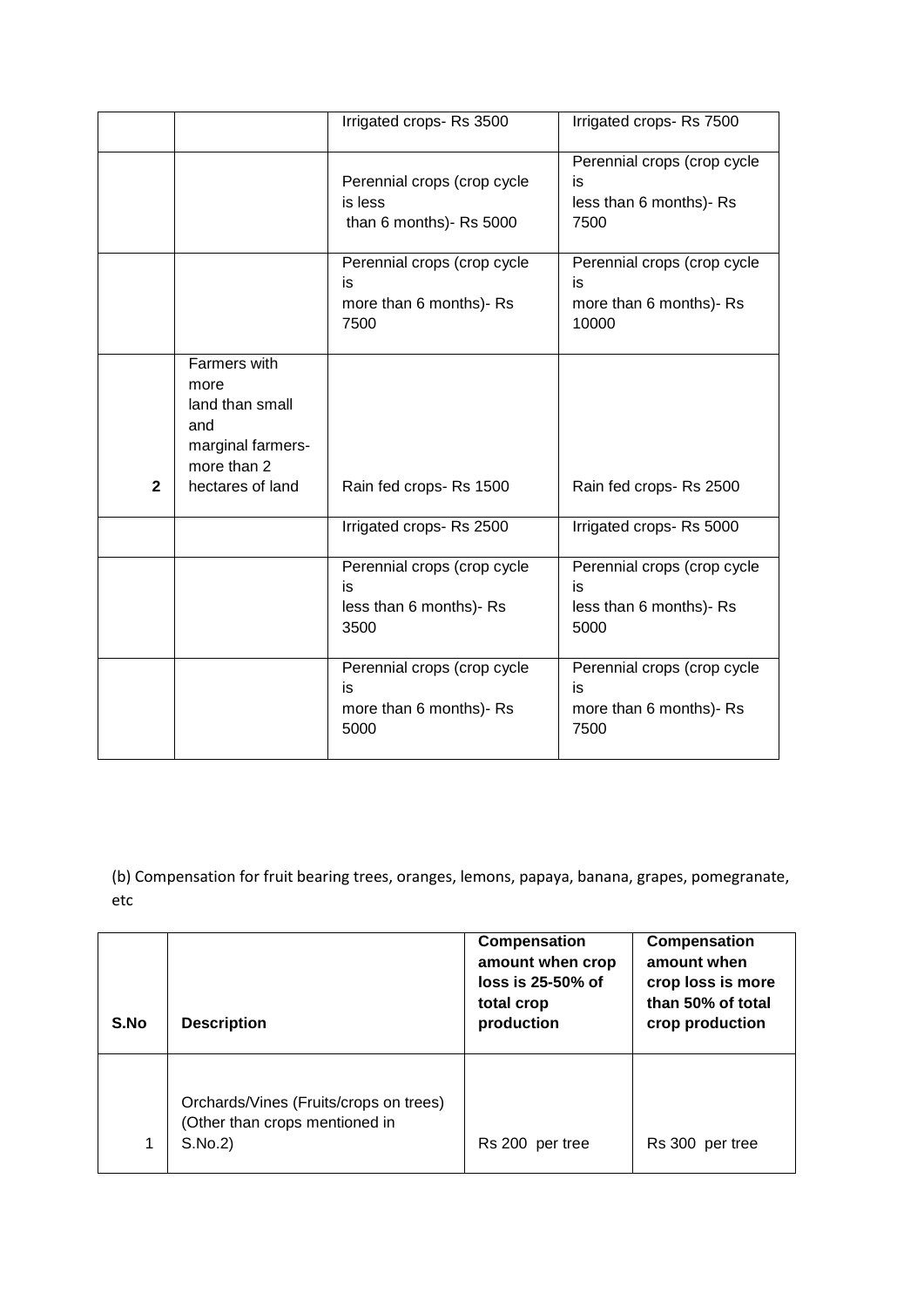| | | Irrigated crops- Rs 3500 | Irrigated crops- Rs 7500 |
|---|---|---|---|
| | | Perennial crops (crop cycle is less than 6 months)- Rs 5000 | Perennial crops (crop cycle is less than 6 months)- Rs 7500 |
| | | Perennial crops (crop cycle is more than 6 months)- Rs 7500 | Perennial crops (crop cycle is more than 6 months)- Rs 10000 |
| **2** | Farmers with more land than small and marginal farmers- more than 2 hectares of land | Rain fed crops- Rs 1500 | Rain fed crops- Rs 2500 |
| | | Irrigated crops- Rs 2500 | Irrigated crops- Rs 5000 |
| | | Perennial crops (crop cycle is less than 6 months)- Rs 3500 | Perennial crops (crop cycle is less than 6 months)- Rs 5000 |
| | | Perennial crops (crop cycle is more than 6 months)- Rs 5000 | Perennial crops (crop cycle is more than 6 months)- Rs 7500 |

(b) Compensation for fruit bearing trees, oranges, lemons, papaya, banana, grapes, pomegranate, etc

| S.No | Description | Compensation amount when crop loss is 25-50% of total crop production | Compensation amount when crop loss is more than 50% of total crop production |
|---|---|---|---|
| 1 | Orchards/Vines (Fruits/crops on trees) (Other than crops mentioned in S.No.2) | Rs 200 per tree | Rs 300 per tree |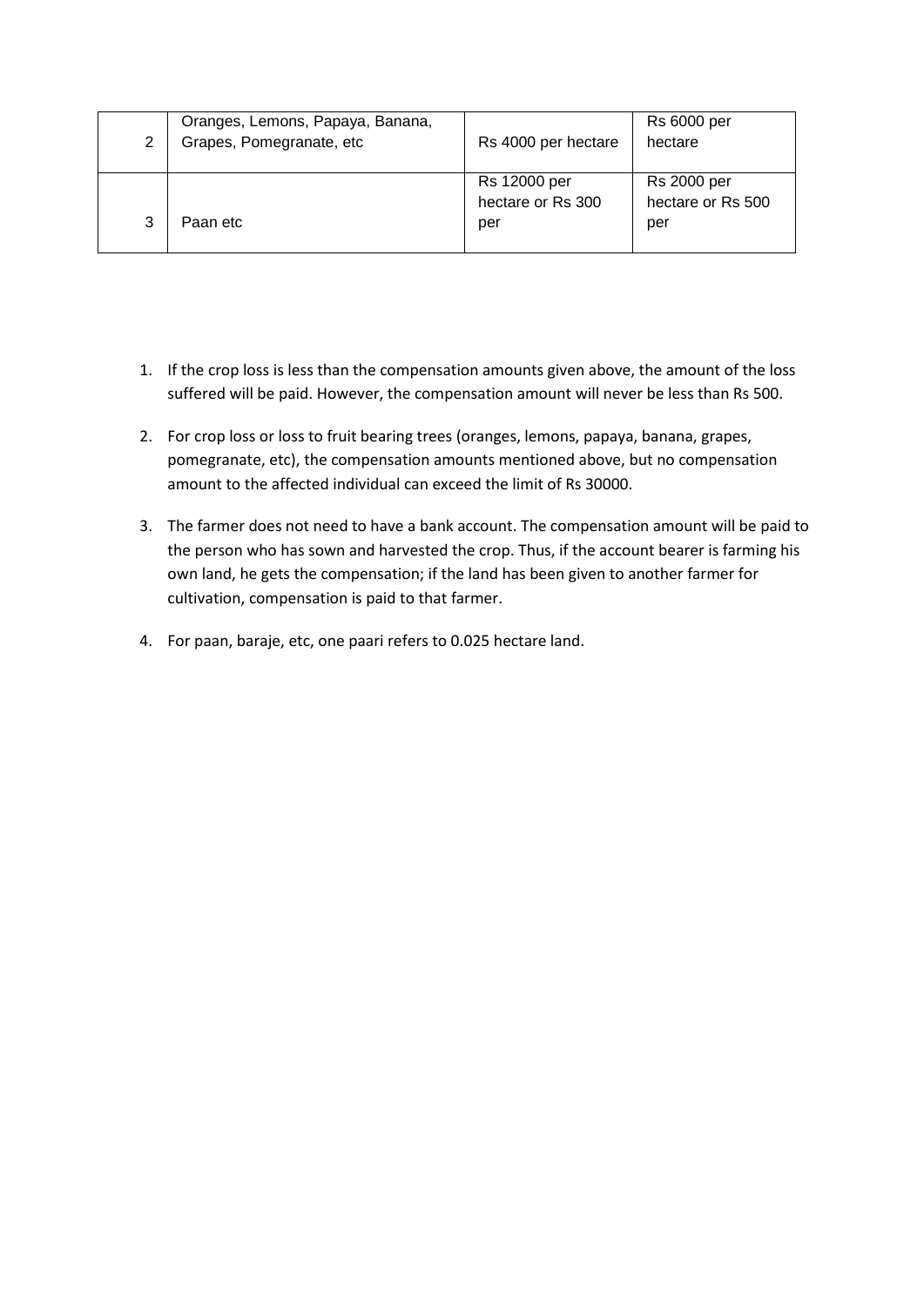| | | | |
|---|---|---|---|
| 2 | Oranges, Lemons, Papaya, Banana, Grapes, Pomegranate, etc | Rs 4000 per hectare | Rs 6000 per hectare |
| 3 | Paan etc | Rs 12000 per hectare or Rs 300 per | Rs 2000 per hectare or Rs 500 per |

1. If the crop loss is less than the compensation amounts given above, the amount of the loss suffered will be paid. However, the compensation amount will never be less than Rs 500.

2. For crop loss or loss to fruit bearing trees (oranges, lemons, papaya, banana, grapes, pomegranate, etc), the compensation amounts mentioned above, but no compensation amount to the affected individual can exceed the limit of Rs 30000.

3. The farmer does not need to have a bank account. The compensation amount will be paid to the person who has sown and harvested the crop. Thus, if the account bearer is farming his own land, he gets the compensation; if the land has been given to another farmer for cultivation, compensation is paid to that farmer.

4. For paan, baraje, etc, one paari refers to 0.025 hectare land.